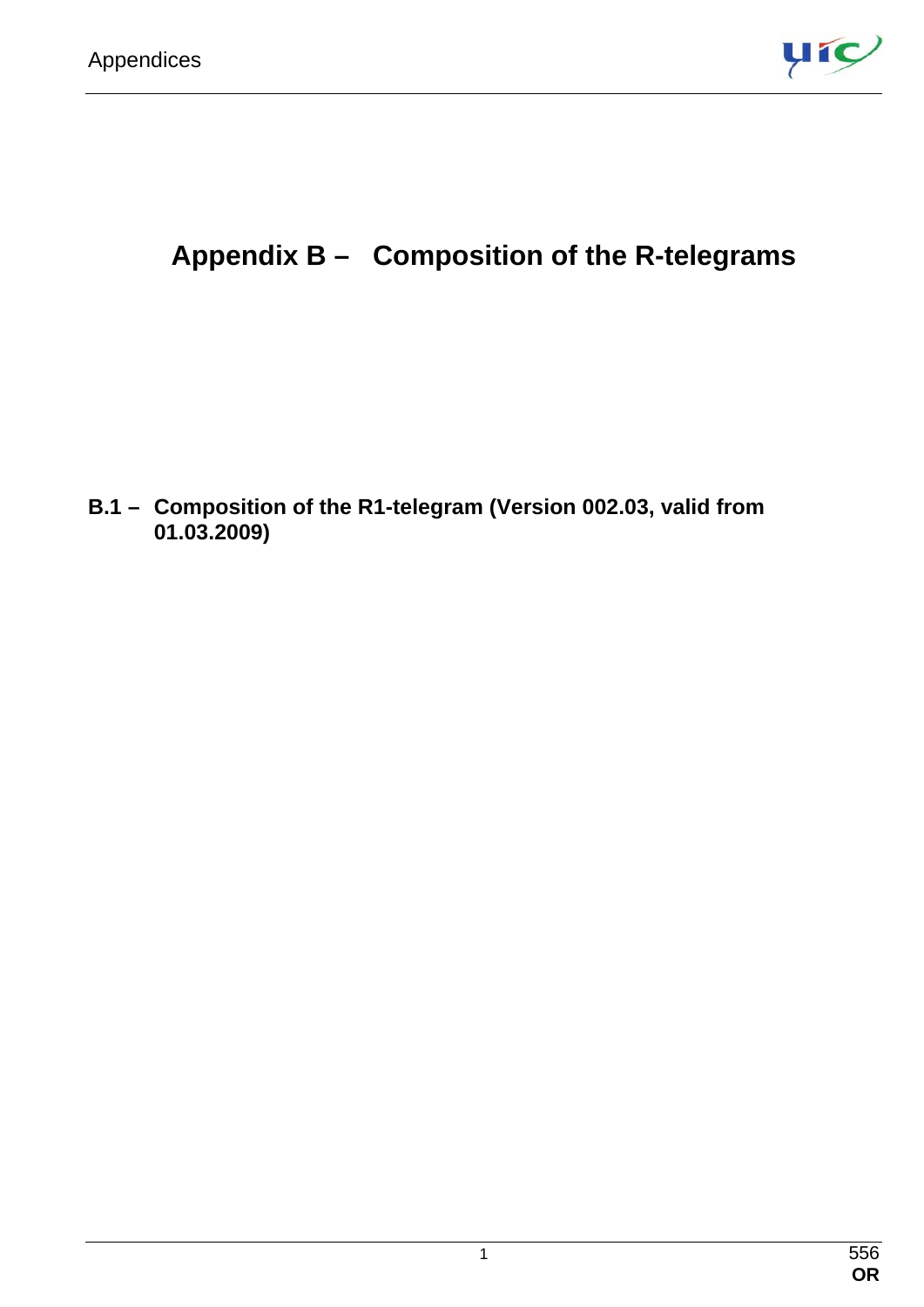# Appendix B – Composition of the R-telegrams

## B.1 – Composition of the R1-telegram (Version 002.03, valid from 01.03.2009)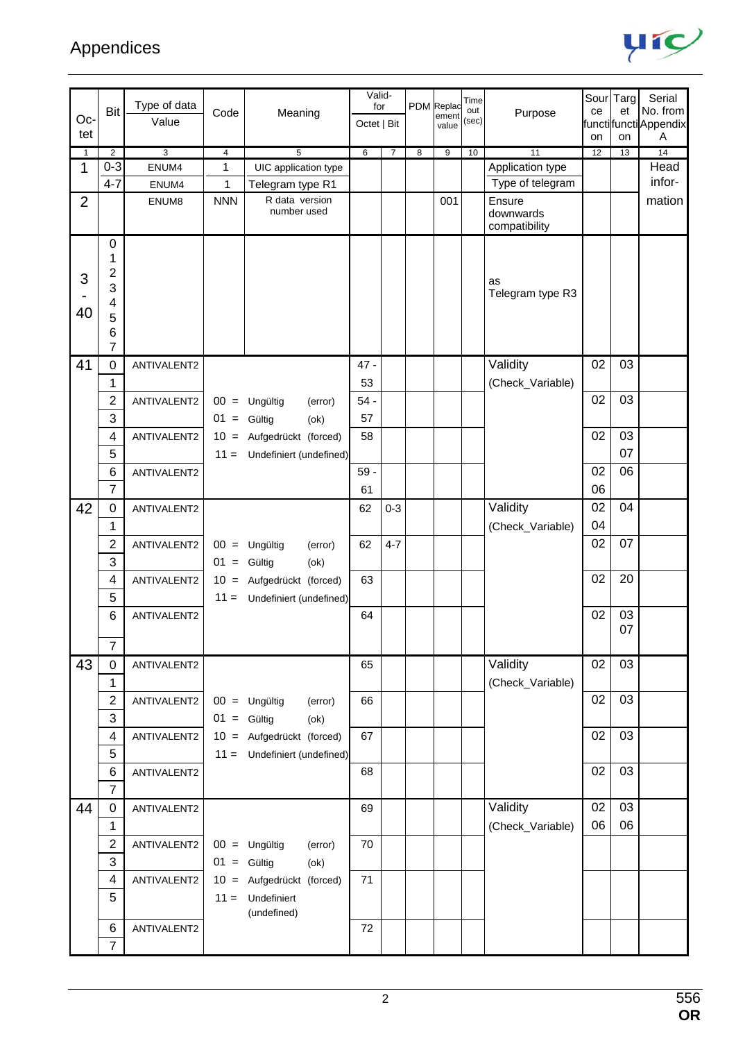# Appendices

| Oc-tet | Bit | Type of data Value | Code | Meaning | Valid-for Octet | Valid-for Bit | PDM | Replacement value | Time out (sec) | Purpose | Source function | Target function | Serial No. from Appendix A |
|---|---|---|---|---|---|---|---|---|---|---|---|---|---|
| 1 | 2 | 3 | 4 | 5 | 6 | 7 | 8 | 9 | 10 | 11 | 12 | 13 | 14 |
| 1 | 0-3 | ENUM4 | 1 | UIC application type | | | | | | Application type | | | Head |
| | 4-7 | ENUM4 | 1 | Telegram type R1 | | | | | | Type of telegram | | | infor- |
| 2 | | ENUM8 | NNN | R data version number used | | | | 001 | | Ensure downwards compatibility | | | mation |
| 3 - 40 | 0 1 2 3 4 5 6 7 | | | | | | | | | as Telegram type R3 | | | |
| 41 | 0 | ANTIVALENT2 | | | 47 - | | | | | Validity | 02 | 03 | |
| | 1 | | | | 53 | | | | | (Check_Variable) | | | |
| | 2 | ANTIVALENT2 | 00 = | Ungültig (error) | 54 - | | | | | | 02 | 03 | |
| | 3 | | 01 = | Gültig (ok) | 57 | | | | | | | | |
| | 4 | ANTIVALENT2 | 10 = | Aufgedrückt (forced) | 58 | | | | | | 02 | 03 | |
| | 5 | | 11 = | Undefiniert (undefined) | | | | | | | | 07 | |
| | 6 | ANTIVALENT2 | | | 59 - | | | | | | 02 | 06 | |
| | 7 | | | | 61 | | | | | | 06 | | |
| 42 | 0 | ANTIVALENT2 | | | 62 | 0-3 | | | | Validity | 02 | 04 | |
| | 1 | | | | | | | | | (Check_Variable) | 04 | | |
| | 2 | ANTIVALENT2 | 00 = | Ungültig (error) | 62 | 4-7 | | | | | 02 | 07 | |
| | 3 | | 01 = | Gültig (ok) | | | | | | | | | |
| | 4 | ANTIVALENT2 | 10 = | Aufgedrückt (forced) | 63 | | | | | | 02 | 20 | |
| | 5 | | 11 = | Undefiniert (undefined) | | | | | | | | | |
| | 6 | ANTIVALENT2 | | | 64 | | | | | | 02 | 03 07 | |
| | 7 | | | | | | | | | | | | |
| 43 | 0 | ANTIVALENT2 | | | 65 | | | | | Validity | 02 | 03 | |
| | 1 | | | | | | | | | (Check_Variable) | | | |
| | 2 | ANTIVALENT2 | 00 = | Ungültig (error) | 66 | | | | | | 02 | 03 | |
| | 3 | | 01 = | Gültig (ok) | | | | | | | | | |
| | 4 | ANTIVALENT2 | 10 = | Aufgedrückt (forced) | 67 | | | | | | 02 | 03 | |
| | 5 | | 11 = | Undefiniert (undefined) | | | | | | | | | |
| | 6 | ANTIVALENT2 | | | 68 | | | | | | 02 | 03 | |
| | 7 | | | | | | | | | | | | |
| 44 | 0 | ANTIVALENT2 | | | 69 | | | | | Validity | 02 | 03 | |
| | 1 | | | | | | | | | (Check_Variable) | 06 | 06 | |
| | 2 | ANTIVALENT2 | 00 = | Ungültig (error) | 70 | | | | | | | | |
| | 3 | | 01 = | Gültig (ok) | | | | | | | | | |
| | 4 | ANTIVALENT2 | 10 = | Aufgedrückt (forced) | 71 | | | | | | | | |
| | 5 | | 11 = | Undefiniert (undefined) | | | | | | | | | |
| | 6 | ANTIVALENT2 | | | 72 | | | | | | | | |
| | 7 | | | | | | | | | | | | |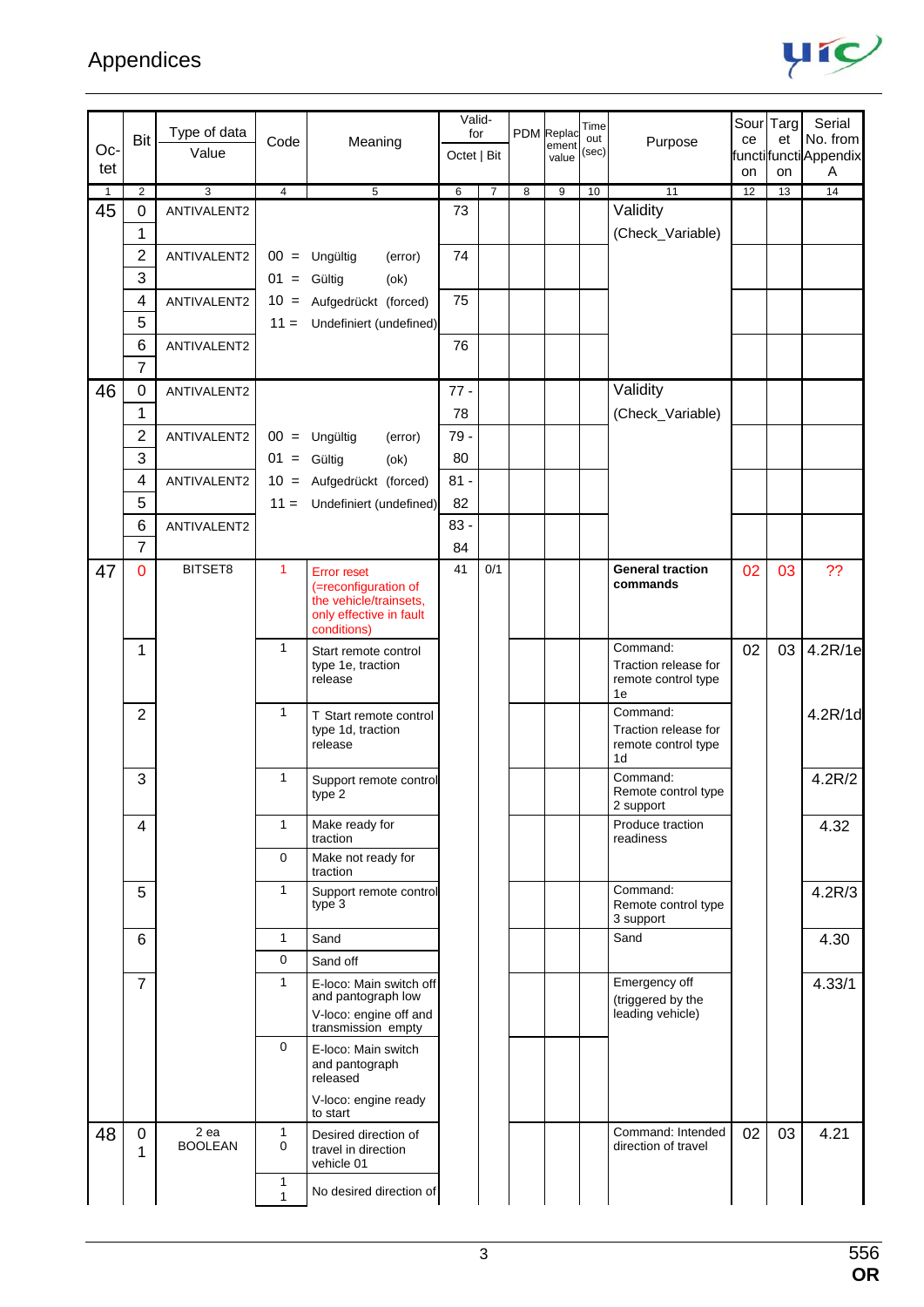# Appendices

| Octet | Bit | Type of data Value | Code | Meaning | Valid-for Octet | Valid-for Bit | PDM | Replacement value | Time out (sec) | Purpose | Source function | Target function | Serial No. from Appendix A |
|---|---|---|---|---|---|---|---|---|---|---|---|---|---|
| 1 | 2 | 3 | 4 | 5 | 6 | 7 | 8 | 9 | 10 | 11 | 12 | 13 | 14 |
| 45 | 0 | ANTIVALENT2 | | | 73 | | | | | Validity | | | |
| | 1 | | | | | | | | | (Check_Variable) | | | |
| | 2 | ANTIVALENT2 | 00 = | Ungültig (error) | 74 | | | | | | | | |
| | 3 | | 01 = | Gültig (ok) | | | | | | | | | |
| | 4 | ANTIVALENT2 | 10 = | Aufgedrückt (forced) | 75 | | | | | | | | |
| | 5 | | 11 = | Undefiniert (undefined) | | | | | | | | | |
| | 6 | ANTIVALENT2 | | | 76 | | | | | | | | |
| | 7 | | | | | | | | | | | | |
| 46 | 0 | ANTIVALENT2 | | | 77 - | | | | | Validity | | | |
| | 1 | | | | 78 | | | | | (Check_Variable) | | | |
| | 2 | ANTIVALENT2 | 00 = | Ungültig (error) | 79 - | | | | | | | | |
| | 3 | | 01 = | Gültig (ok) | 80 | | | | | | | | |
| | 4 | ANTIVALENT2 | 10 = | Aufgedrückt (forced) | 81 - | | | | | | | | |
| | 5 | | 11 = | Undefiniert (undefined) | 82 | | | | | | | | |
| | 6 | ANTIVALENT2 | | | 83 - | | | | | | | | |
| | 7 | | | | 84 | | | | | | | | |
| 47 | 0 | BITSET8 | 1 | Error reset (=reconfiguration of the vehicle/trainsets, only effective in fault conditions) | 41 | 0/1 | | | | **General traction commands** | 02 | 03 | ?? |
| | 1 | | 1 | Start remote control type 1e, traction release | | | | | | Command: Traction release for remote control type 1e | 02 | 03 | 4.2R/1e |
| | 2 | | 1 | T Start remote control type 1d, traction release | | | | | | Command: Traction release for remote control type 1d | | | 4.2R/1d |
| | 3 | | 1 | Support remote control type 2 | | | | | | Command: Remote control type 2 support | | | 4.2R/2 |
| | 4 | | 1 | Make ready for traction | | | | | | Produce traction readiness | | | 4.32 |
| | | | 0 | Make not ready for traction | | | | | | | | | |
| | 5 | | 1 | Support remote control type 3 | | | | | | Command: Remote control type 3 support | | | 4.2R/3 |
| | 6 | | 1 | Sand | | | | | | Sand | | | 4.30 |
| | | | 0 | Sand off | | | | | | | | | |
| | 7 | | 1 | E-loco: Main switch off and pantograph low<br>V-loco: engine off and transmission empty | | | | | | Emergency off (triggered by the leading vehicle) | | | 4.33/1 |
| | | | 0 | E-loco: Main switch and pantograph released<br>V-loco: engine ready to start | | | | | | | | | |
| 48 | 0<br>1 | 2 ea BOOLEAN | 1<br>0 | Desired direction of travel in direction vehicle 01 | | | | | | Command: Intended direction of travel | 02 | 03 | 4.21 |
| | | | 1<br>1 | No desired direction of | | | | | | | | | |

556
**OR**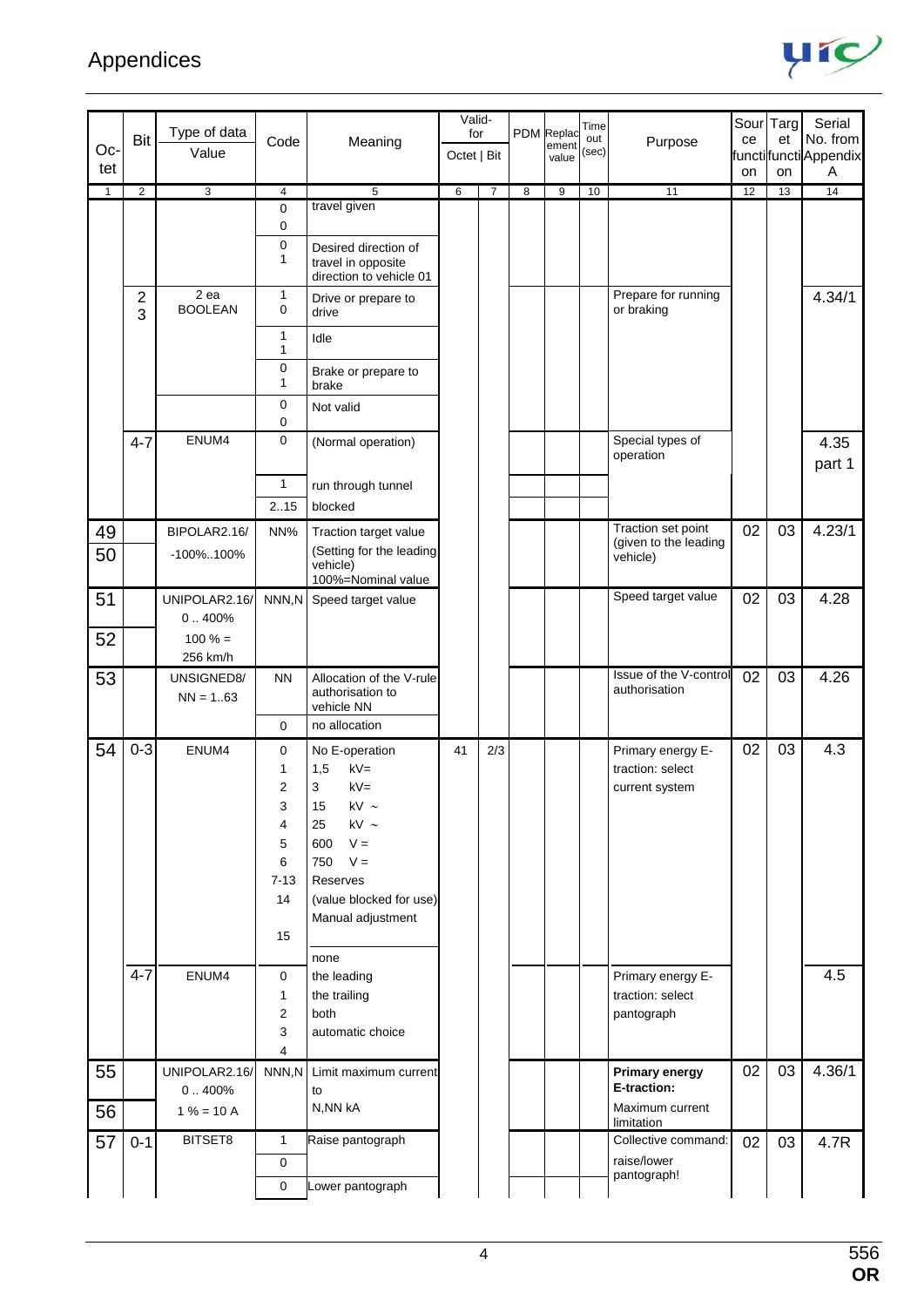| Oc-tet | Bit | Type of data Value | Code | Meaning | Valid-for Octet | Bit | PDM | Replacement value | Time out (sec) | Purpose | Source function | Target function | Serial No. from Appendix A |
|---|---|---|---|---|---|---|---|---|---|---|---|---|---|
| 1 | 2 | 3 | 4 | 5 | 6 | 7 | 8 | 9 | 10 | 11 | 12 | 13 | 14 |
| | | | 0 0 | travel given | | | | | | | | | |
| | | | 0 1 | Desired direction of travel in opposite direction to vehicle 01 | | | | | | | | | |
| | 2 3 | 2 ea BOOLEAN | 1 0 | Drive or prepare to drive | | | | | | Prepare for running or braking | | | 4.34/1 |
| | | | 1 1 | Idle | | | | | | | | | |
| | | | 0 1 | Brake or prepare to brake | | | | | | | | | |
| | | | 0 0 | Not valid | | | | | | | | | |
| | 4-7 | ENUM4 | 0 | (Normal operation) | | | | | | Special types of operation | | | 4.35 part 1 |
| | | | 1 | run through tunnel | | | | | | | | | |
| | | | 2..15 | blocked | | | | | | | | | |
| 49 | | BIPOLAR2.16/ | NN% | Traction target value | | | | | | Traction set point (given to the leading vehicle) | 02 | 03 | 4.23/1 |
| 50 | | -100%..100% | | (Setting for the leading vehicle) 100%=Nominal value | | | | | | | | | |
| 51 | | UNIPOLAR2.16/ 0 .. 400% | NNN,N | Speed target value | | | | | | Speed target value | 02 | 03 | 4.28 |
| 52 | | 100 % = 256 km/h | | | | | | | | | | | |
| 53 | | UNSIGNED8/ NN = 1..63 | NN | Allocation of the V-rule authorisation to vehicle NN | | | | | | Issue of the V-control authorisation | 02 | 03 | 4.26 |
| | | | 0 | no allocation | | | | | | | | | |
| 54 | 0-3 | ENUM4 | 0<br>1<br>2<br>3<br>4<br>5<br>6<br>7-13<br>14<br><br>15 | No E-operation<br>1,5 kV=<br>3 kV=<br>15 kV ~<br>25 kV ~<br>600 V =<br>750 V =<br>Reserves<br>(value blocked for use)<br>Manual adjustment<br><br>none | 41 | 2/3 | | | | Primary energy E-traction: select current system | 02 | 03 | 4.3 |
| | 4-7 | ENUM4 | 0<br>1<br>2<br>3<br>4 | the leading<br>the trailing<br>both<br>automatic choice | | | | | | Primary energy E-traction: select pantograph | | | 4.5 |
| 55 | | UNIPOLAR2.16/ 0 .. 400% | NNN,N | Limit maximum current to | | | | | | **Primary energy E-traction:** | 02 | 03 | 4.36/1 |
| 56 | | 1 % = 10 A | | N,NN kA | | | | | | Maximum current limitation | | | |
| 57 | 0-1 | BITSET8 | 1<br>0 | Raise pantograph | | | | | | Collective command: raise/lower pantograph! | 02 | 03 | 4.7R |
| | | | 0 | Lower pantograph | | | | | | | | | |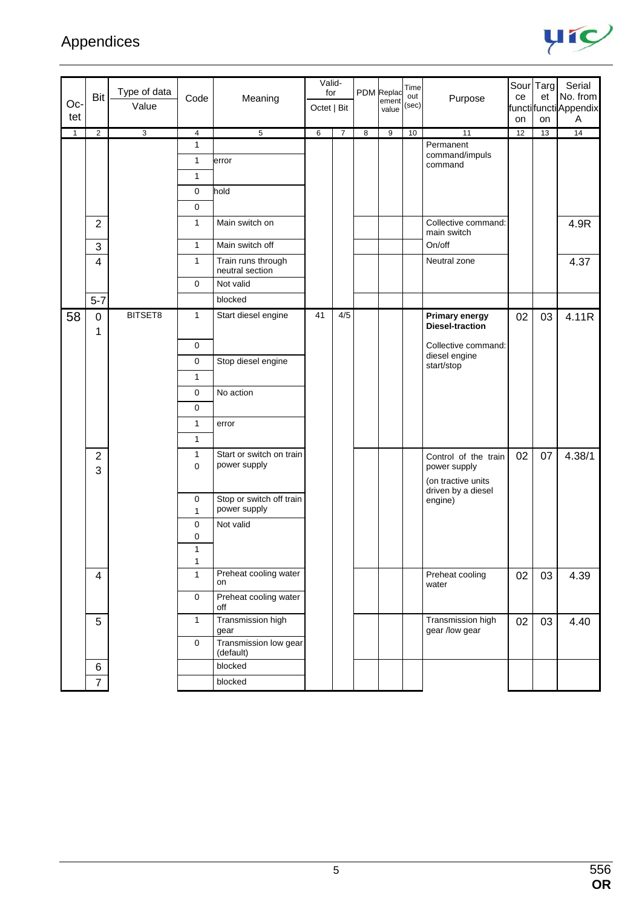| Oc-tet | Bit | Type of data Value | Code | Meaning | Valid-for Octet | Bit | PDM | Replacement value | Time out (sec) | Purpose | Source function | Target function | Serial No. from Appendix A |
|---|---|---|---|---|---|---|---|---|---|---|---|---|---|
| 1 | 2 | 3 | 4 | 5 | 6 | 7 | 8 | 9 | 10 | 11 | 12 | 13 | 14 |
| | | | 1 | | | | | | | Permanent command/impuls command | | | |
| | | | 1 | error | | | | | | | | | |
| | | | 1 | | | | | | | | | | |
| | | | 0 | hold | | | | | | | | | |
| | | | 0 | | | | | | | | | | |
| | 2 | | 1 | Main switch on | | | | | | Collective command: main switch | | | 4.9R |
| | 3 | | 1 | Main switch off | | | | | | On/off | | | |
| | 4 | | 1 | Train runs through neutral section | | | | | | Neutral zone | | | 4.37 |
| | | | 0 | Not valid | | | | | | | | | |
| | 5-7 | | | blocked | | | | | | | | | |
| 58 | 0 | BITSET8 | 1 | Start diesel engine | 41 | 4/5 | | | | **Primary energy Diesel-traction** | 02 | 03 | 4.11R |
| | 1 | | 0 | | | | | | | Collective command: diesel engine start/stop | | | |
| | | | 0 | Stop diesel engine | | | | | | | | | |
| | | | 1 | | | | | | | | | | |
| | | | 0 | No action | | | | | | | | | |
| | | | 0 | | | | | | | | | | |
| | | | 1 | error | | | | | | | | | |
| | | | 1 | | | | | | | | | | |
| | 2 | | 1 | Start or switch on train power supply | | | | | | Control of the train power supply (on tractive units driven by a diesel engine) | 02 | 07 | 4.38/1 |
| | 3 | | 0 | | | | | | | | | | |
| | | | 0 | Stop or switch off train power supply | | | | | | | | | |
| | | | 1 | | | | | | | | | | |
| | | | 0 | Not valid | | | | | | | | | |
| | | | 0 | | | | | | | | | | |
| | | | 1 | | | | | | | | | | |
| | | | 1 | | | | | | | | | | |
| | 4 | | 1 | Preheat cooling water on | | | | | | Preheat cooling water | 02 | 03 | 4.39 |
| | | | 0 | Preheat cooling water off | | | | | | | | | |
| | 5 | | 1 | Transmission high gear | | | | | | Transmission high gear /low gear | 02 | 03 | 4.40 |
| | | | 0 | Transmission low gear (default) | | | | | | | | | |
| | 6 | | | blocked | | | | | | | | | |
| | 7 | | | blocked | | | | | | | | | |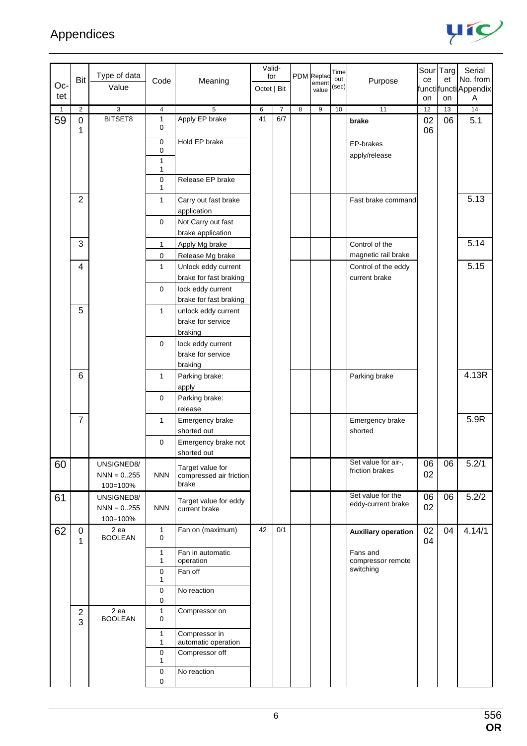| Octet | Bit | Type of data Value | Code | Meaning | Valid-for Octet | Valid-for Bit | PDM | Replacement value | Time out (sec) | Purpose | Source function | Target function | Serial No. from Appendix A |
|---|---|---|---|---|---|---|---|---|---|---|---|---|---|
| 1 | 2 | 3 | 4 | 5 | 6 | 7 | 8 | 9 | 10 | 11 | 12 | 13 | 14 |
| 59 | 0 1 | BITSET8 | 1 0 | Apply EP brake | 41 | 6/7 | | | | **brake** | 02 06 | 06 | 5.1 |
| | | | 0 0 | Hold EP brake | | | | | | EP-brakes apply/release | | | |
| | | | 1 1 | | | | | | | | | | |
| | | | 0 1 | Release EP brake | | | | | | | | | |
| | 2 | | 1 | Carry out fast brake application | | | | | | Fast brake command | | | 5.13 |
| | | | 0 | Not Carry out fast brake application | | | | | | | | | |
| | 3 | | 1 | Apply Mg brake | | | | | | Control of the magnetic rail brake | | | 5.14 |
| | | | 0 | Release Mg brake | | | | | | | | | |
| | 4 | | 1 | Unlock eddy current brake for fast braking | | | | | | Control of the eddy current brake | | | 5.15 |
| | | | 0 | lock eddy current brake for fast braking | | | | | | | | | |
| | 5 | | 1 | unlock eddy current brake for service braking | | | | | | | | | |
| | | | 0 | lock eddy current brake for service braking | | | | | | | | | |
| | 6 | | 1 | Parking brake: apply | | | | | | Parking brake | | | 4.13R |
| | | | 0 | Parking brake: release | | | | | | | | | |
| | 7 | | 1 | Emergency brake shorted out | | | | | | Emergency brake shorted | | | 5.9R |
| | | | 0 | Emergency brake not shorted out | | | | | | | | | |
| 60 | | UNSIGNED8/ NNN = 0..255 100=100% | NNN | Target value for compressed air friction brake | | | | | | Set value for air-, friction brakes | 06 02 | 06 | 5.2/1 |
| 61 | | UNSIGNED8/ NNN = 0..255 100=100% | NNN | Target value for eddy current brake | | | | | | Set value for the eddy-current brake | 06 02 | 06 | 5.2/2 |
| 62 | 0 1 | 2 ea BOOLEAN | 1 0 | Fan on (maximum) | 42 | 0/1 | | | | **Auxiliary operation** | 02 04 | 04 | 4.14/1 |
| | | | 1 1 | Fan in automatic operation | | | | | | Fans and compressor remote switching | | | |
| | | | 0 1 | Fan off | | | | | | | | | |
| | | | 0 0 | No reaction | | | | | | | | | |
| | 2 3 | 2 ea BOOLEAN | 1 0 | Compressor on | | | | | | | | | |
| | | | 1 1 | Compressor in automatic operation | | | | | | | | | |
| | | | 0 1 | Compressor off | | | | | | | | | |
| | | | 0 0 | No reaction | | | | | | | | | |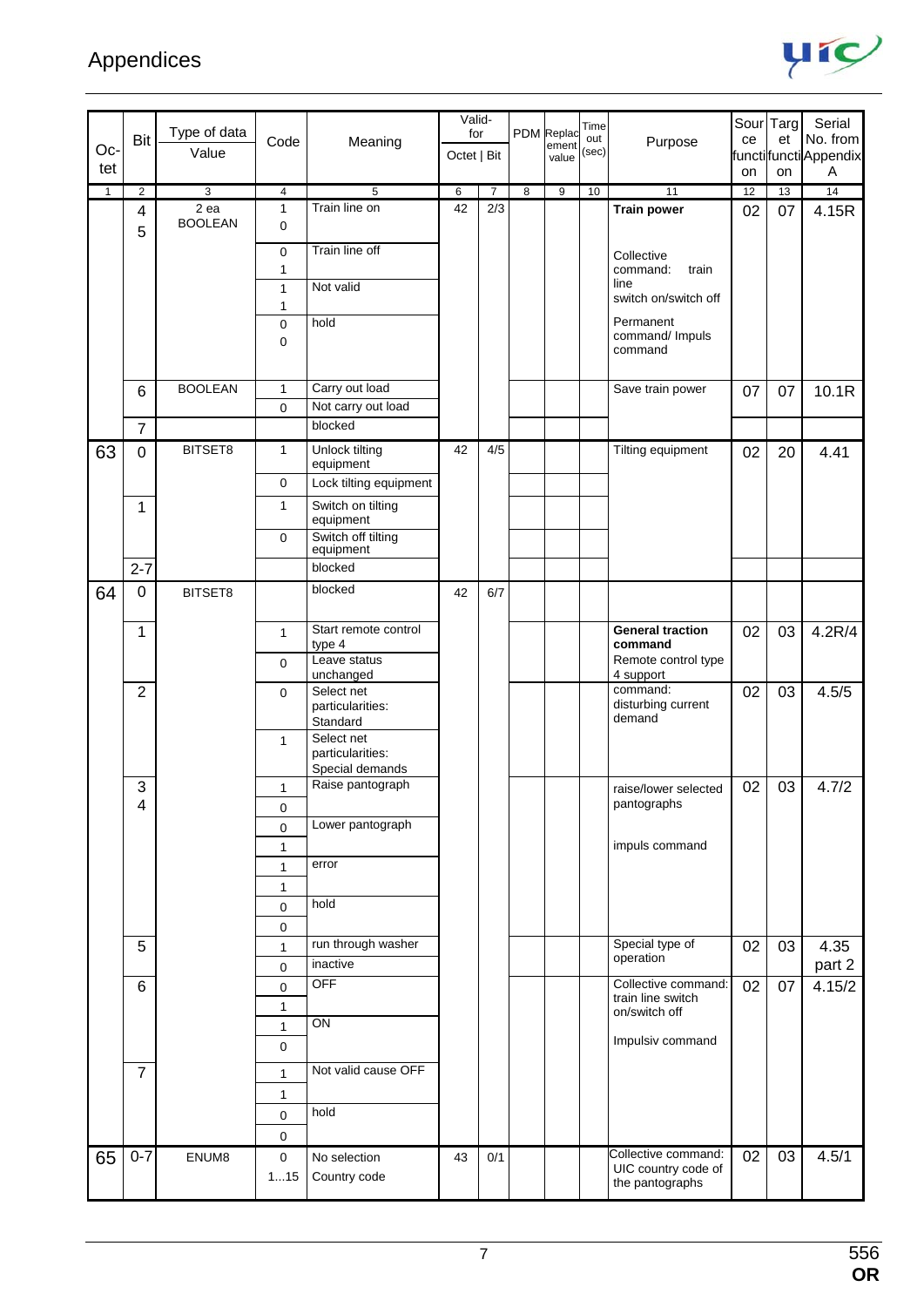# Appendices

| Oc-tet | Bit | Type of data Value | Code | Meaning | Valid-for Octet | Bit | PDM | Replacement value | Time out (sec) | Purpose | Source function | Target function | Serial No. from Appendix A |
|---|---|---|---|---|---|---|---|---|---|---|---|---|---|
| 1 | 2 | 3 | 4 | 5 | 6 | 7 | 8 | 9 | 10 | 11 | 12 | 13 | 14 |
| | 4<br>5 | 2 ea BOOLEAN | 1<br>0 | Train line on | 42 | 2/3 | | | | **Train power** | 02 | 07 | 4.15R |
| | | | 0<br>1 | Train line off | | | | | | Collective command: train line switch on/switch off | | | |
| | | | 1<br>1 | Not valid | | | | | | | | | |
| | | | 0<br>0 | hold | | | | | | Permanent command/ Impuls command | | | |
| | 6 | BOOLEAN | 1 | Carry out load | | | | | | Save train power | 07 | 07 | 10.1R |
| | | | 0 | Not carry out load | | | | | | | | | |
| | 7 | | | blocked | | | | | | | | | |
| 63 | 0 | BITSET8 | 1 | Unlock tilting equipment | 42 | 4/5 | | | | Tilting equipment | 02 | 20 | 4.41 |
| | | | 0 | Lock tilting equipment | | | | | | | | | |
| | 1 | | 1 | Switch on tilting equipment | | | | | | | | | |
| | | | 0 | Switch off tilting equipment | | | | | | | | | |
| | 2-7 | | | blocked | | | | | | | | | |
| 64 | 0 | BITSET8 | | blocked | 42 | 6/7 | | | | | | | |
| | 1 | | 1 | Start remote control type 4 | | | | | | **General traction command** Remote control type 4 support | 02 | 03 | 4.2R/4 |
| | | | 0 | Leave status unchanged | | | | | | | | | |
| | 2 | | 0 | Select net particularities: Standard | | | | | | command: disturbing current demand | 02 | 03 | 4.5/5 |
| | | | 1 | Select net particularities: Special demands | | | | | | | | | |
| | 3<br>4 | | 1<br>0 | Raise pantograph | | | | | | raise/lower selected pantographs | 02 | 03 | 4.7/2 |
| | | | 0<br>1 | Lower pantograph | | | | | | impuls command | | | |
| | | | 1<br>1 | error | | | | | | | | | |
| | | | 0<br>0 | hold | | | | | | | | | |
| | 5 | | 1 | run through washer | | | | | | Special type of operation | 02 | 03 | 4.35 part 2 |
| | | | 0 | inactive | | | | | | | | | |
| | 6 | | 0<br>1 | OFF | | | | | | Collective command: train line switch on/switch off | 02 | 07 | 4.15/2 |
| | | | 1<br>0 | ON | | | | | | Impulsiv command | | | |
| | 7 | | 1<br>1 | Not valid cause OFF | | | | | | | | | |
| | | | 0<br>0 | hold | | | | | | | | | |
| 65 | 0-7 | ENUM8 | 0 | No selection | 43 | 0/1 | | | | Collective command: UIC country code of the pantographs | 02 | 03 | 4.5/1 |
| | | | 1…15 | Country code | | | | | | | | | |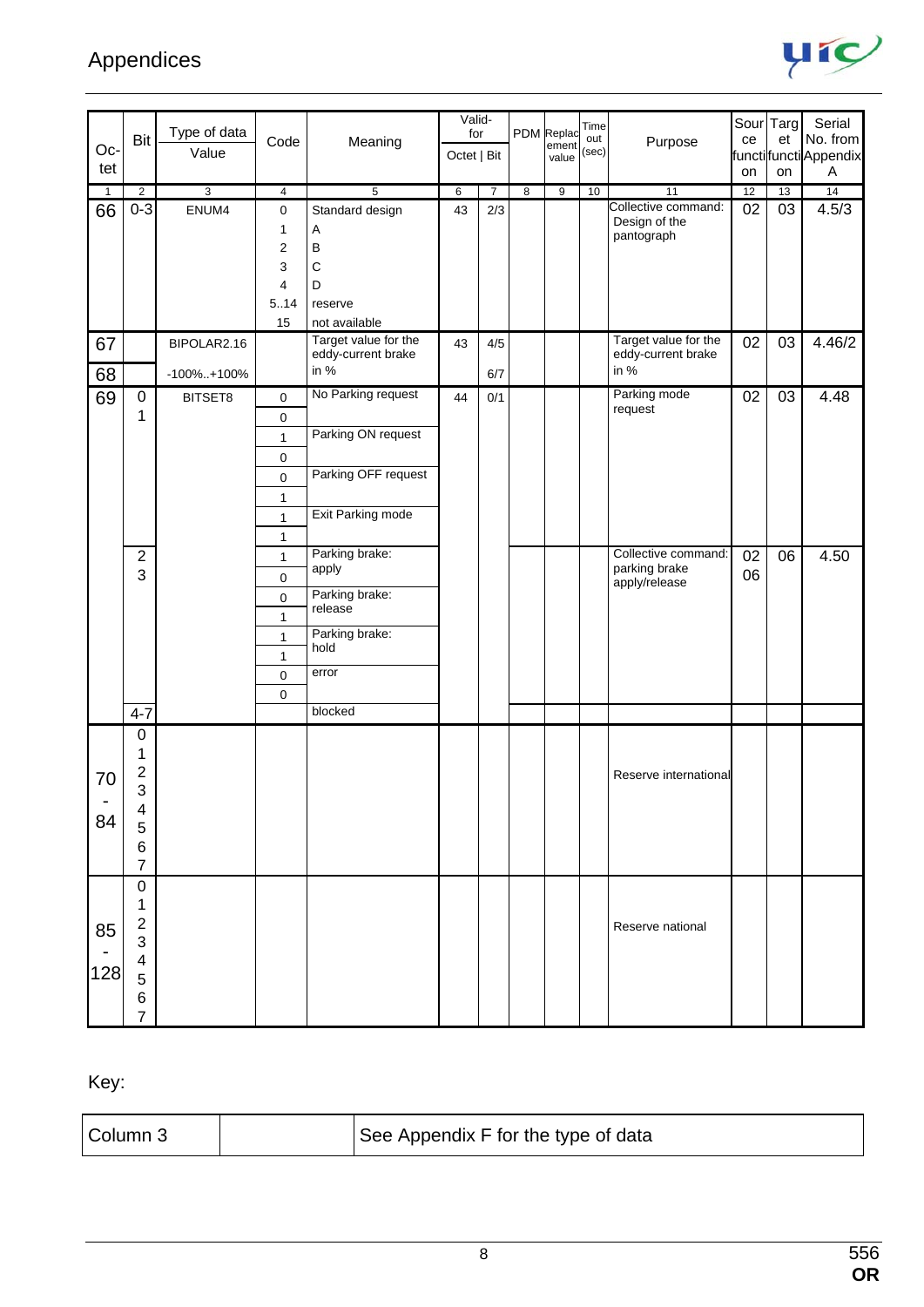# Appendices

| Octet | Bit | Type of data Value | Code | Meaning | Valid-for Octet | Valid-for Bit | PDM | Replacement value | Time out (sec) | Purpose | Source function | Target function | Serial No. from Appendix A |
|---|---|---|---|---|---|---|---|---|---|---|---|---|---|
| 1 | 2 | 3 | 4 | 5 | 6 | 7 | 8 | 9 | 10 | 11 | 12 | 13 | 14 |
| 66 | 0-3 | ENUM4 | 0 | Standard design | 43 | 2/3 | | | | Collective command: Design of the pantograph | 02 | 03 | 4.5/3 |
| | | | 1 | A | | | | | | | | | |
| | | | 2 | B | | | | | | | | | |
| | | | 3 | C | | | | | | | | | |
| | | | 4 | D | | | | | | | | | |
| | | | 5..14 | reserve | | | | | | | | | |
| | | | 15 | not available | | | | | | | | | |
| 67 | | BIPOLAR2.16 | | Target value for the eddy-current brake in % | 43 | 4/5 | | | | Target value for the eddy-current brake in % | 02 | 03 | 4.46/2 |
| 68 | | -100%..+100% | | | | 6/7 | | | | | | | |
| 69 | 0<br>1 | BITSET8 | 0<br>0 | No Parking request | 44 | 0/1 | | | | Parking mode request | 02 | 03 | 4.48 |
| | | | 1<br>0 | Parking ON request | | | | | | | | | |
| | | | 0<br>1 | Parking OFF request | | | | | | | | | |
| | | | 1<br>1 | Exit Parking mode | | | | | | | | | |
| | 2<br>3 | | 1<br>0 | Parking brake: apply | | | | | | Collective command: parking brake apply/release | 02<br>06 | 06 | 4.50 |
| | | | 0<br>1 | Parking brake: release | | | | | | | | | |
| | | | 1<br>1 | Parking brake: hold | | | | | | | | | |
| | | | 0<br>0 | error | | | | | | | | | |
| | 4-7 | | | blocked | | | | | | | | | |
| 70 - 84 | 0<br>1<br>2<br>3<br>4<br>5<br>6<br>7 | | | | | | | | | Reserve international | | | |
| 85 - 128 | 0<br>1<br>2<br>3<br>4<br>5<br>6<br>7 | | | | | | | | | Reserve national | | | |

Key:

| Column 3 | | See Appendix F for the type of data |
|---|---|---|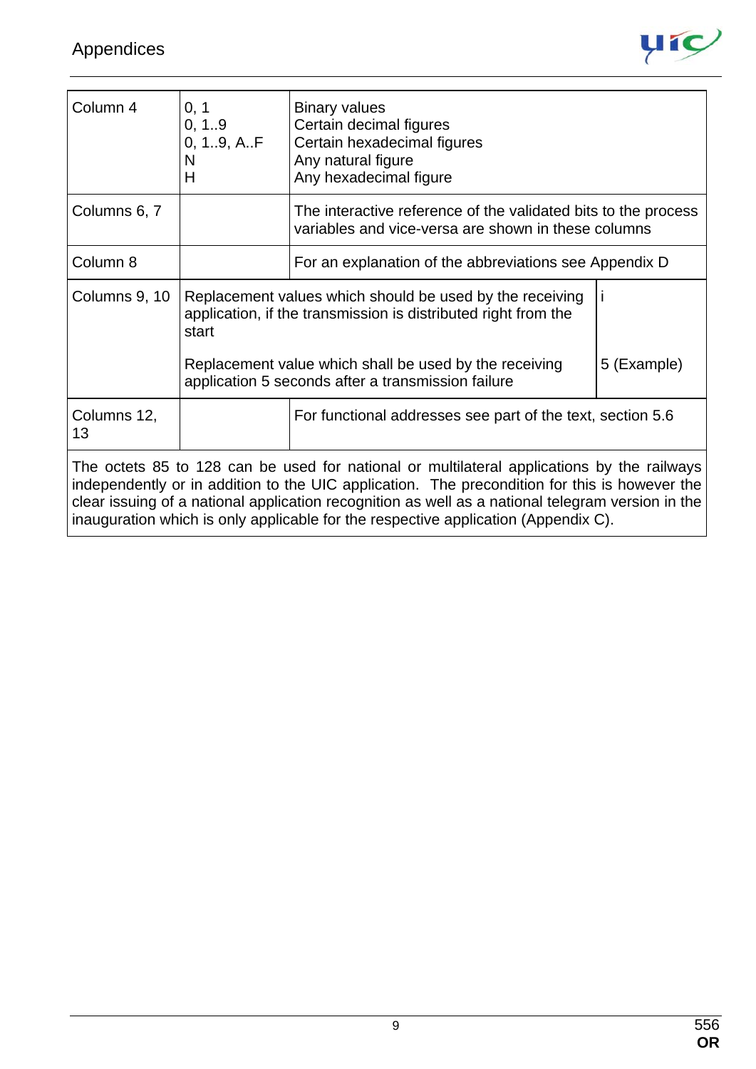| | | |
|---|---|---|
| Column 4 | 0, 1<br>0, 1..9<br>0, 1..9, A..F<br>N<br>H | Binary values<br>Certain decimal figures<br>Certain hexadecimal figures<br>Any natural figure<br>Any hexadecimal figure |
| Columns 6, 7 | | The interactive reference of the validated bits to the process variables and vice-versa are shown in these columns |
| Column 8 | | For an explanation of the abbreviations see Appendix D |
| Columns 9, 10 | Replacement values which should be used by the receiving application, if the transmission is distributed right from the start<br><br>Replacement value which shall be used by the receiving application 5 seconds after a transmission failure | i<br><br>5 (Example) |
| Columns 12, 13 | | For functional addresses see part of the text, section 5.6 |

The octets 85 to 128 can be used for national or multilateral applications by the railways independently or in addition to the UIC application. The precondition for this is however the clear issuing of a national application recognition as well as a national telegram version in the inauguration which is only applicable for the respective application (Appendix C).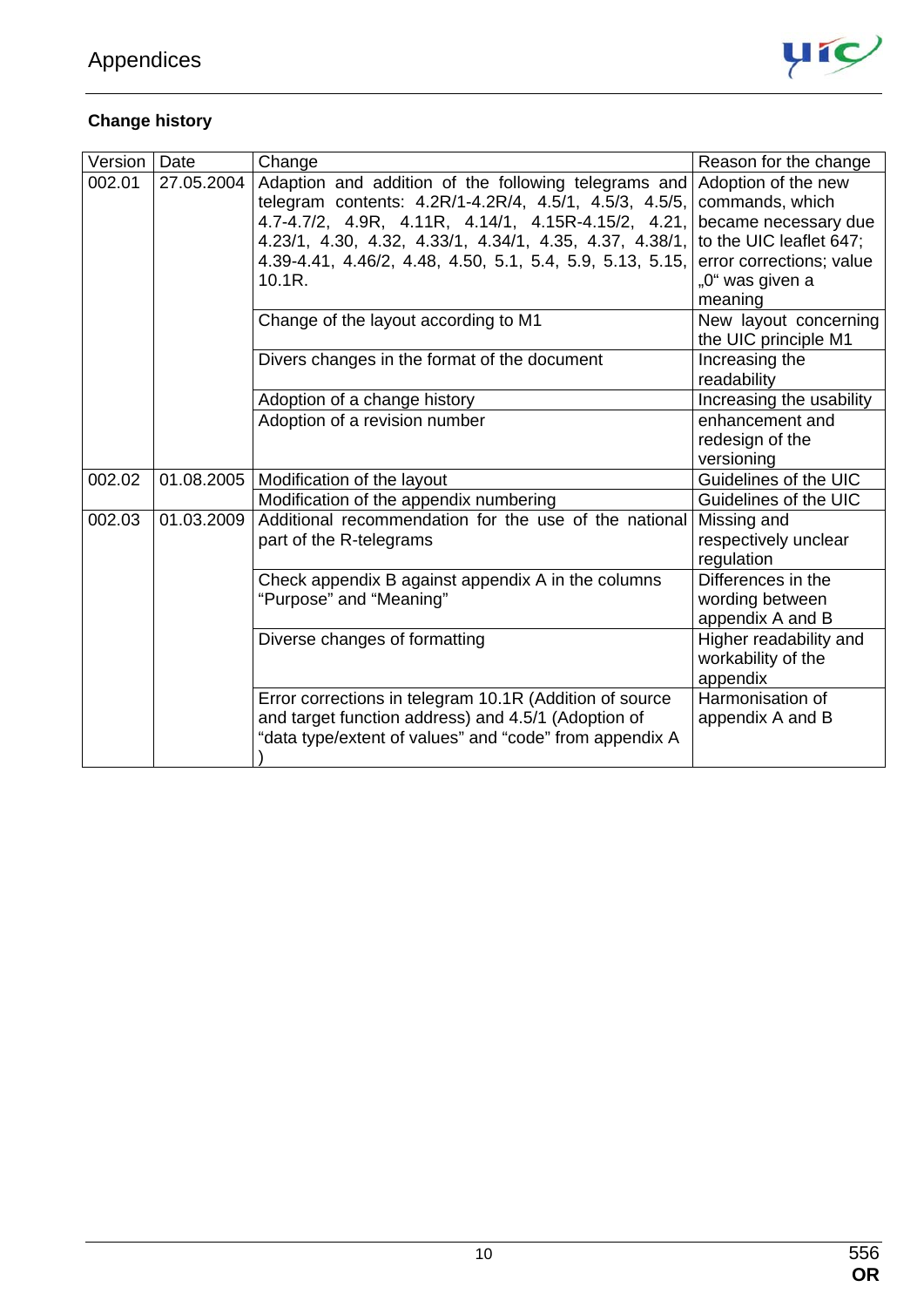## Change history

| Version | Date | Change | Reason for the change |
|---|---|---|---|
| 002.01 | 27.05.2004 | Adaption and addition of the following telegrams and telegram contents: 4.2R/1-4.2R/4, 4.5/1, 4.5/3, 4.5/5, 4.7-4.7/2, 4.9R, 4.11R, 4.14/1, 4.15R-4.15/2, 4.21, 4.23/1, 4.30, 4.32, 4.33/1, 4.34/1, 4.35, 4.37, 4.38/1, 4.39-4.41, 4.46/2, 4.48, 4.50, 5.1, 5.4, 5.9, 5.13, 5.15, 10.1R. | Adoption of the new commands, which became necessary due to the UIC leaflet 647; error corrections; value „0" was given a meaning |
| | | Change of the layout according to M1 | New layout concerning the UIC principle M1 |
| | | Divers changes in the format of the document | Increasing the readability |
| | | Adoption of a change history | Increasing the usability |
| | | Adoption of a revision number | enhancement and redesign of the versioning |
| 002.02 | 01.08.2005 | Modification of the layout | Guidelines of the UIC |
| | | Modification of the appendix numbering | Guidelines of the UIC |
| 002.03 | 01.03.2009 | Additional recommendation for the use of the national part of the R-telegrams | Missing and respectively unclear regulation |
| | | Check appendix B against appendix A in the columns "Purpose" and "Meaning" | Differences in the wording between appendix A and B |
| | | Diverse changes of formatting | Higher readability and workability of the appendix |
| | | Error corrections in telegram 10.1R (Addition of source and target function address) and 4.5/1 (Adoption of "data type/extent of values" and "code" from appendix A ) | Harmonisation of appendix A and B |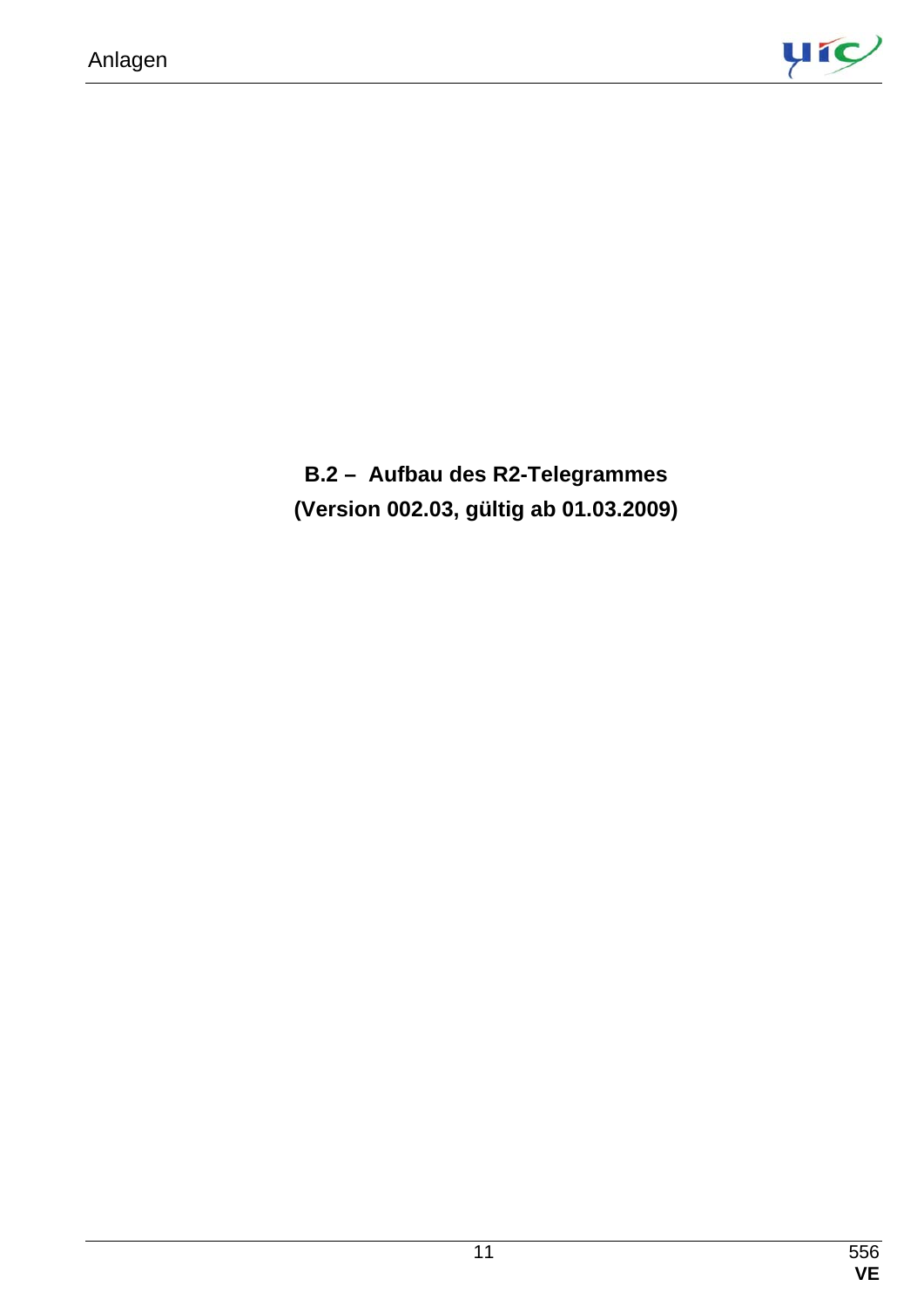**B.2 – Aufbau des R2-Telegrammes**
**(Version 002.03, gültig ab 01.03.2009)**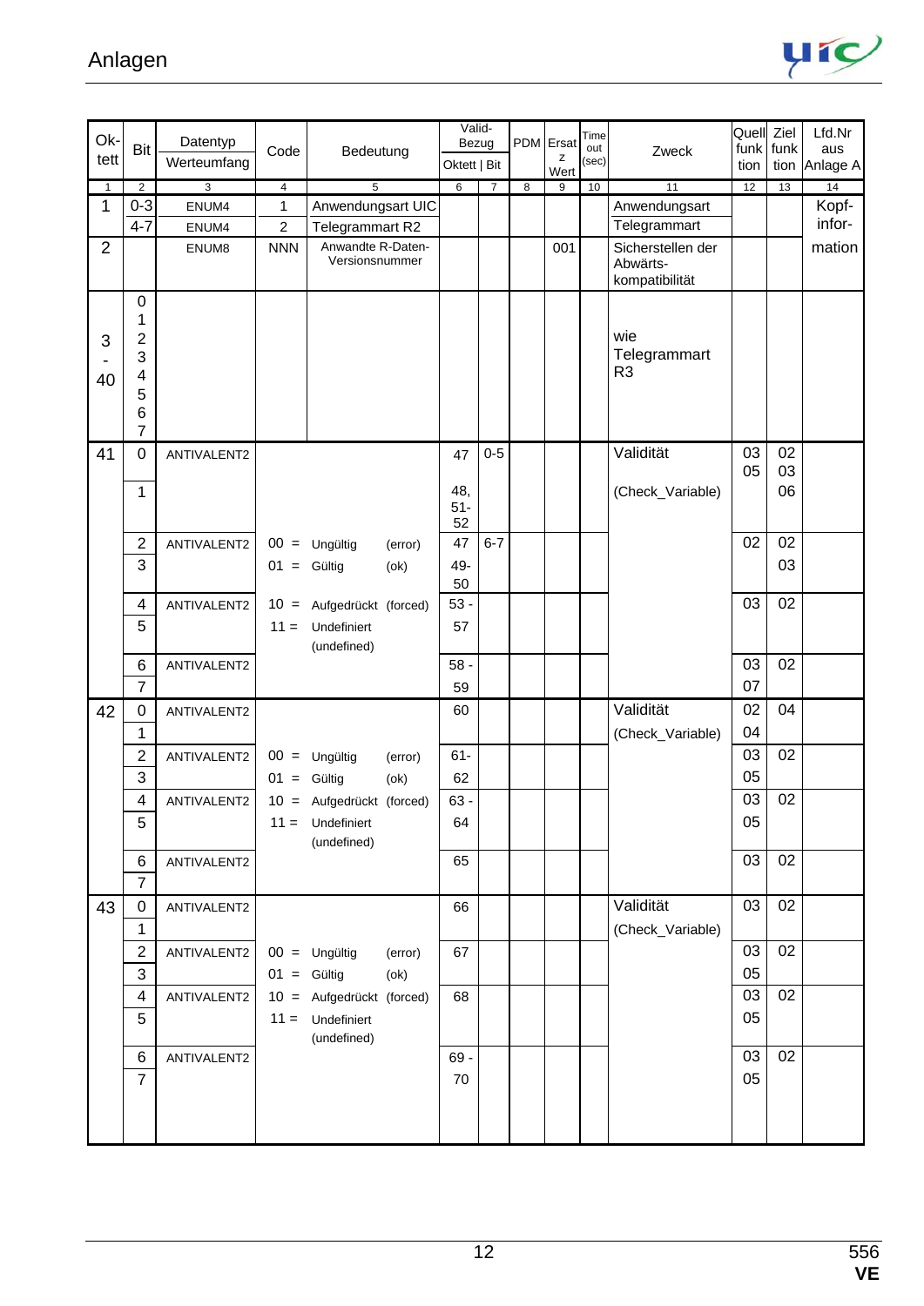# Anlagen

| Ok-tett | Bit | Datentyp Werteumfang | Code | Bedeutung | Valid-Bezug Oktett | Valid-Bezug Bit | PDM | Ersatz Wert | Time out (sec) | Zweck | Quellfunktion | Zielfunktion | Lfd.Nr aus Anlage A |
|---|---|---|---|---|---|---|---|---|---|---|---|---|---|
| 1 | 2 | 3 | 4 | 5 | 6 | 7 | 8 | 9 | 10 | 11 | 12 | 13 | 14 |
| 1 | 0-3 | ENUM4 | 1 | Anwendungsart UIC | | | | | | Anwendungsart | | | Kopf-information |
| | 4-7 | ENUM4 | 2 | Telegrammart R2 | | | | | | Telegrammart | | | |
| 2 | | ENUM8 | NNN | Anwandte R-Daten-Versionsnummer | | | | 001 | | Sicherstellen der Abwärts-kompatibilität | | | |
| 3 - 40 | 0 1 2 3 4 5 6 7 | | | | | | | | | wie Telegrammart R3 | | | |
| 41 | 0 | ANTIVALENT2 | | | 47 | 0-5 | | | | Validität | 03 05 | 02 03 | |
| | 1 | | | | 48, 51-52 | | | | | (Check_Variable) | | 06 | |
| | 2 | ANTIVALENT2 | 00 = | Ungültig (error) | 47 | 6-7 | | | | | 02 | 02 | |
| | 3 | | 01 = | Gültig (ok) | 49-50 | | | | | | | 03 | |
| | 4 | ANTIVALENT2 | 10 = | Aufgedrückt (forced) | 53 - | | | | | | 03 | 02 | |
| | 5 | | 11 = | Undefiniert (undefined) | 57 | | | | | | | | |
| | 6 | ANTIVALENT2 | | | 58 - | | | | | | 03 | 02 | |
| | 7 | | | | 59 | | | | | | 07 | | |
| 42 | 0 | ANTIVALENT2 | | | 60 | | | | | Validität | 02 | 04 | |
| | 1 | | | | | | | | | (Check_Variable) | 04 | | |
| | 2 | ANTIVALENT2 | 00 = | Ungültig (error) | 61- | | | | | | 03 | 02 | |
| | 3 | | 01 = | Gültig (ok) | 62 | | | | | | 05 | | |
| | 4 | ANTIVALENT2 | 10 = | Aufgedrückt (forced) | 63 - | | | | | | 03 | 02 | |
| | 5 | | 11 = | Undefiniert (undefined) | 64 | | | | | | 05 | | |
| | 6 | ANTIVALENT2 | | | 65 | | | | | | 03 | 02 | |
| | 7 | | | | | | | | | | | | |
| 43 | 0 | ANTIVALENT2 | | | 66 | | | | | Validität | 03 | 02 | |
| | 1 | | | | | | | | | (Check_Variable) | | | |
| | 2 | ANTIVALENT2 | 00 = | Ungültig (error) | 67 | | | | | | 03 | 02 | |
| | 3 | | 01 = | Gültig (ok) | | | | | | | 05 | | |
| | 4 | ANTIVALENT2 | 10 = | Aufgedrückt (forced) | 68 | | | | | | 03 | 02 | |
| | 5 | | 11 = | Undefiniert (undefined) | | | | | | | 05 | | |
| | 6 | ANTIVALENT2 | | | 69 - | | | | | | 03 | 02 | |
| | 7 | | | | 70 | | | | | | 05 | | |

556 VE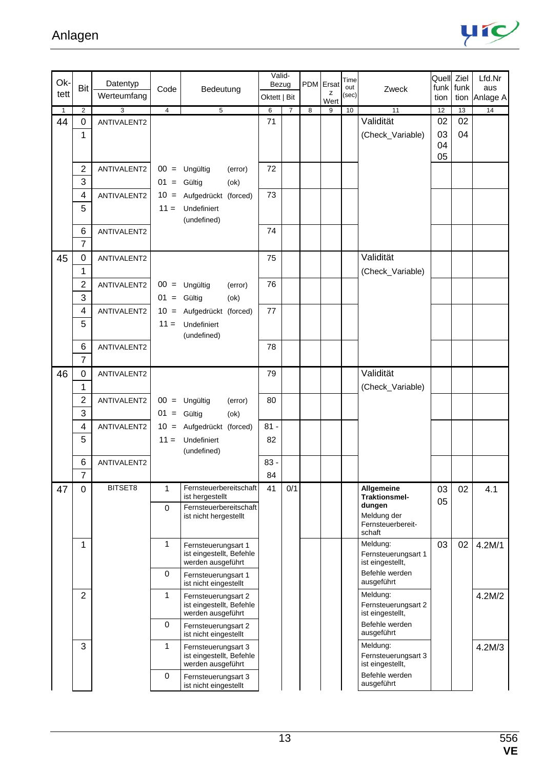| Ok-tett | Bit | Datentyp Werteumfang | Code | Bedeutung | Valid-Bezug Oktett | Bit | PDM | Ersatz Wert | Time out (sec) | Zweck | Quell funktion | Ziel funktion | Lfd.Nr aus Anlage A |
|---|---|---|---|---|---|---|---|---|---|---|---|---|---|
| 1 | 2 | 3 | 4 | 5 | 6 | 7 | 8 | 9 | 10 | 11 | 12 | 13 | 14 |
| 44 | 0 | ANTIVALENT2 | | | 71 | | | | | Validität | 02 | 02 | |
| | 1 | | | | | | | | | (Check_Variable) | 03 04 05 | 04 | |
| | 2 | ANTIVALENT2 | 00 = | Ungültig (error) | 72 | | | | | | | | |
| | 3 | | 01 = | Gültig (ok) | | | | | | | | | |
| | 4 | ANTIVALENT2 | 10 = | Aufgedrückt (forced) | 73 | | | | | | | | |
| | 5 | | 11 = | Undefiniert (undefined) | | | | | | | | | |
| | 6 | ANTIVALENT2 | | | 74 | | | | | | | | |
| | 7 | | | | | | | | | | | | |
| 45 | 0 | ANTIVALENT2 | | | 75 | | | | | Validität | | | |
| | 1 | | | | | | | | | (Check_Variable) | | | |
| | 2 | ANTIVALENT2 | 00 = | Ungültig (error) | 76 | | | | | | | | |
| | 3 | | 01 = | Gültig (ok) | | | | | | | | | |
| | 4 | ANTIVALENT2 | 10 = | Aufgedrückt (forced) | 77 | | | | | | | | |
| | 5 | | 11 = | Undefiniert (undefined) | | | | | | | | | |
| | 6 | ANTIVALENT2 | | | 78 | | | | | | | | |
| | 7 | | | | | | | | | | | | |
| 46 | 0 | ANTIVALENT2 | | | 79 | | | | | Validität | | | |
| | 1 | | | | | | | | | (Check_Variable) | | | |
| | 2 | ANTIVALENT2 | 00 = | Ungültig (error) | 80 | | | | | | | | |
| | 3 | | 01 = | Gültig (ok) | | | | | | | | | |
| | 4 | ANTIVALENT2 | 10 = | Aufgedrückt (forced) | 81 - | | | | | | | | |
| | 5 | | 11 = | Undefiniert (undefined) | 82 | | | | | | | | |
| | 6 | ANTIVALENT2 | | | 83 - | | | | | | | | |
| | 7 | | | | 84 | | | | | | | | |
| 47 | 0 | BITSET8 | 1 | Fernsteuerbereitschaft ist hergestellt | 41 | 0/1 | | | | **Allgemeine Traktionsmeldungen** Meldung der Fernsteuerbereitschaft | 03 05 | 02 | 4.1 |
| | | | 0 | Fernsteuerbereitschaft ist nicht hergestellt | | | | | | | | | |
| | 1 | | 1 | Fernsteuerungsart 1 ist eingestellt, Befehle werden ausgeführt | | | | | | Meldung: Fernsteuerungsart 1 ist eingestellt, Befehle werden ausgeführt | 03 | 02 | 4.2M/1 |
| | | | 0 | Fernsteuerungsart 1 ist nicht eingestellt | | | | | | | | | |
| | 2 | | 1 | Fernsteuerungsart 2 ist eingestellt, Befehle werden ausgeführt | | | | | | Meldung: Fernsteuerungsart 2 ist eingestellt, Befehle werden ausgeführt | | | 4.2M/2 |
| | | | 0 | Fernsteuerungsart 2 ist nicht eingestellt | | | | | | | | | |
| | 3 | | 1 | Fernsteuerungsart 3 ist eingestellt, Befehle werden ausgeführt | | | | | | Meldung: Fernsteuerungsart 3 ist eingestellt, Befehle werden ausgeführt | | | 4.2M/3 |
| | | | 0 | Fernsteuerungsart 3 ist nicht eingestellt | | | | | | | | | |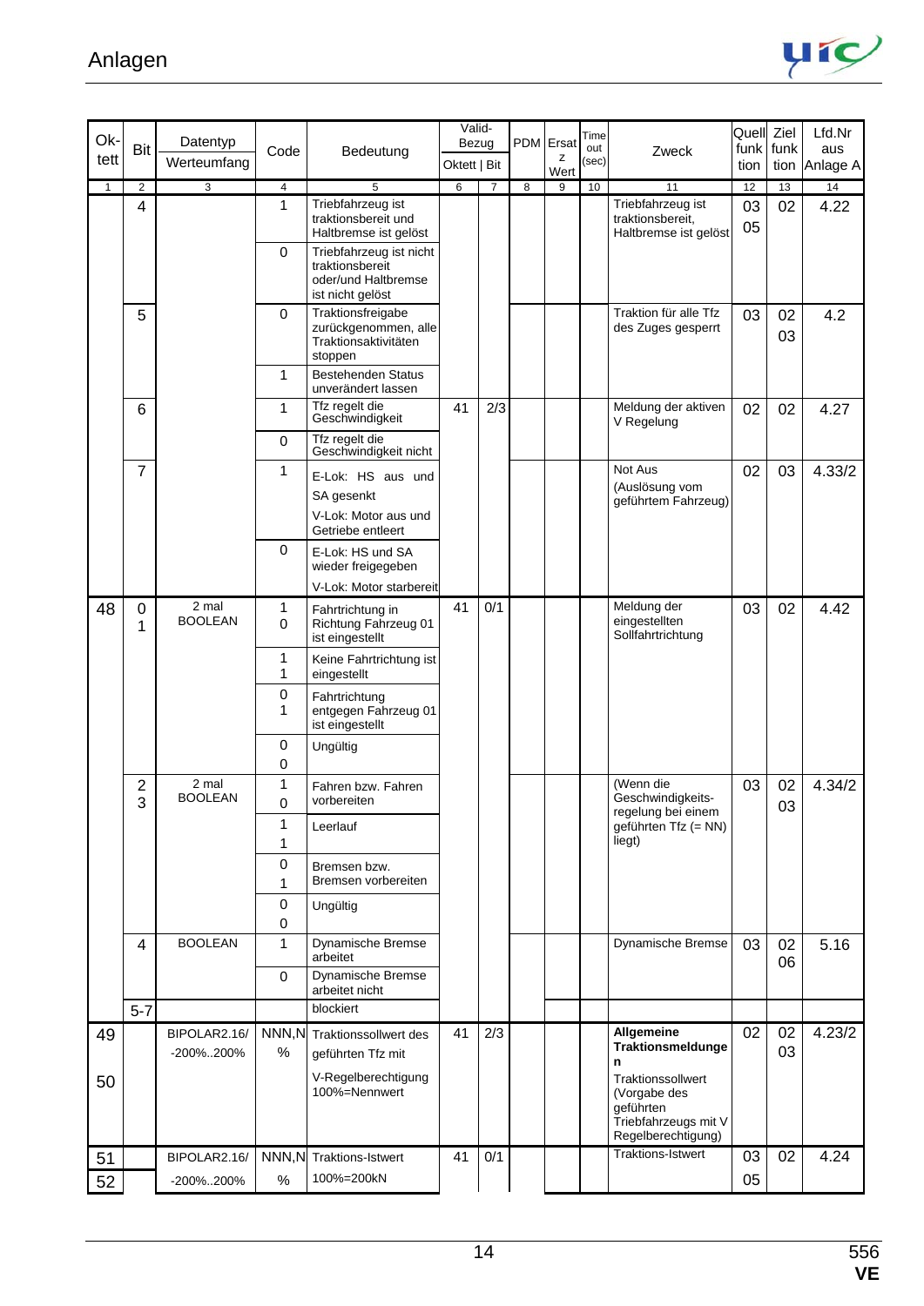# Anlagen

| Ok-tett | Bit | Datentyp Werteumfang | Code | Bedeutung | Valid-Bezug Oktett | Valid-Bezug Bit | PDM | Ersatz Wert | Time out (sec) | Zweck | Quell funktion | Ziel funktion | Lfd.Nr aus Anlage A |
|---|---|---|---|---|---|---|---|---|---|---|---|---|---|
| 1 | 2 | 3 | 4 | 5 | 6 | 7 | 8 | 9 | 10 | 11 | 12 | 13 | 14 |
| | 4 | | 1 | Triebfahrzeug ist traktionsbereit und Haltbremse ist gelöst | | | | | | Triebfahrzeug ist traktionsbereit, Haltbremse ist gelöst | 03 05 | 02 | 4.22 |
| | | | 0 | Triebfahrzeug ist nicht traktionsbereit oder/und Haltbremse ist nicht gelöst | | | | | | | | | |
| | 5 | | 0 | Traktionsfreigabe zurückgenommen, alle Traktionsaktivitäten stoppen | | | | | | Traktion für alle Tfz des Zuges gesperrt | 03 | 02 03 | 4.2 |
| | | | 1 | Bestehenden Status unverändert lassen | | | | | | | | | |
| | 6 | | 1 | Tfz regelt die Geschwindigkeit | 41 | 2/3 | | | | Meldung der aktiven V Regelung | 02 | 02 | 4.27 |
| | | | 0 | Tfz regelt die Geschwindigkeit nicht | | | | | | | | | |
| | 7 | | 1 | E-Lok: HS aus und SA gesenkt<br>V-Lok: Motor aus und Getriebe entleert | | | | | | Not Aus (Auslösung vom geführtem Fahrzeug) | 02 | 03 | 4.33/2 |
| | | | 0 | E-Lok: HS und SA wieder freigegeben<br>V-Lok: Motor starbereit | | | | | | | | | |
| 48 | 0<br>1 | 2 mal BOOLEAN | 1<br>0 | Fahrtrichtung in Richtung Fahrzeug 01 ist eingestellt | 41 | 0/1 | | | | Meldung der eingestellten Sollfahrtrichtung | 03 | 02 | 4.42 |
| | | | 1<br>1 | Keine Fahrtrichtung ist eingestellt | | | | | | | | | |
| | | | 0<br>1 | Fahrtrichtung entgegen Fahrzeug 01 ist eingestellt | | | | | | | | | |
| | | | 0<br>0 | Ungültig | | | | | | | | | |
| | 2<br>3 | 2 mal BOOLEAN | 1<br>0 | Fahren bzw. Fahren vorbereiten | | | | | | (Wenn die Geschwindigkeits-regelung bei einem geführten Tfz (= NN) liegt) | 03 | 02 03 | 4.34/2 |
| | | | 1<br>1 | Leerlauf | | | | | | | | | |
| | | | 0<br>1 | Bremsen bzw. Bremsen vorbereiten | | | | | | | | | |
| | | | 0<br>0 | Ungültig | | | | | | | | | |
| | 4 | BOOLEAN | 1 | Dynamische Bremse arbeitet | | | | | | Dynamische Bremse | 03 | 02 06 | 5.16 |
| | | | 0 | Dynamische Bremse arbeitet nicht | | | | | | | | | |
| | 5-7 | | | blockiert | | | | | | | | | |
| 49<br>50 | | BIPOLAR2.16/ -200%..200% | NNN,N % | Traktionssollwert des geführten Tfz mit V-Regelberechtigung 100%=Nennwert | 41 | 2/3 | | | | **Allgemeine Traktionsmeldungen**<br>Traktionssollwert (Vorgabe des geführten Triebfahrzeugs mit V Regelberechtigung) | 02 | 02 03 | 4.23/2 |
| 51<br>52 | | BIPOLAR2.16/ -200%..200% | NNN,N % | Traktions-Istwert 100%=200kN | 41 | 0/1 | | | | Traktions-Istwert | 03 05 | 02 | 4.24 |

556
**VE**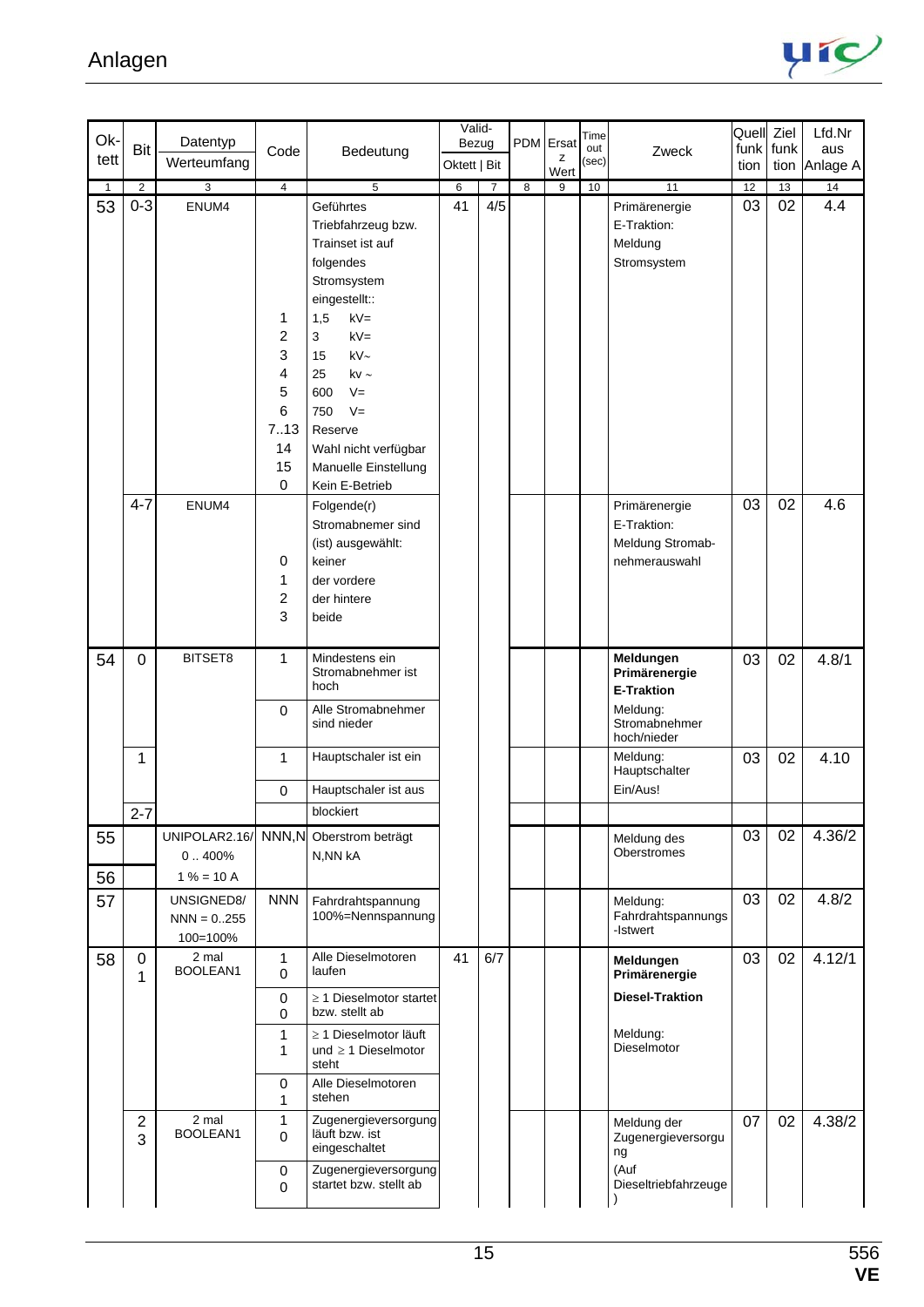# Anlagen

| Ok-tett | Bit | Datentyp Werteumfang | Code | Bedeutung | Valid-Bezug Oktett | Bit | PDM | Ersatz Wert | Time out (sec) | Zweck | Quell funktion | Ziel funktion | Lfd.Nr aus Anlage A |
|---|---|---|---|---|---|---|---|---|---|---|---|---|---|
| 1 | 2 | 3 | 4 | 5 | 6 | 7 | 8 | 9 | 10 | 11 | 12 | 13 | 14 |
| 53 | 0-3 | ENUM4 | | Geführtes Triebfahrzeug bzw. Trainset ist auf folgendes Stromsystem eingestellt:: | 41 | 4/5 | | | | Primärenergie E-Traktion: Meldung Stromsystem | 03 | 02 | 4.4 |
| | | | 1 | 1,5 kV= | | | | | | | | | |
| | | | 2 | 3 kV= | | | | | | | | | |
| | | | 3 | 15 kV~ | | | | | | | | | |
| | | | 4 | 25 kv ~ | | | | | | | | | |
| | | | 5 | 600 V= | | | | | | | | | |
| | | | 6 | 750 V= | | | | | | | | | |
| | | | 7..13 | Reserve | | | | | | | | | |
| | | | 14 | Wahl nicht verfügbar | | | | | | | | | |
| | | | 15 | Manuelle Einstellung | | | | | | | | | |
| | | | 0 | Kein E-Betrieb | | | | | | | | | |
| | 4-7 | ENUM4 | | Folgende(r) Stromabnehmer sind (ist) ausgewählt: | | | | | | Primärenergie E-Traktion: Meldung Stromabnehmerauswahl | 03 | 02 | 4.6 |
| | | | 0 | keiner | | | | | | | | | |
| | | | 1 | der vordere | | | | | | | | | |
| | | | 2 | der hintere | | | | | | | | | |
| | | | 3 | beide | | | | | | | | | |
| 54 | 0 | BITSET8 | 1 | Mindestens ein Stromabnehmer ist hoch | | | | | | **Meldungen Primärenergie E-Traktion** Meldung: Stromabnehmer hoch/nieder | 03 | 02 | 4.8/1 |
| | | | 0 | Alle Stromabnehmer sind nieder | | | | | | | | | |
| | 1 | | 1 | Hauptschaler ist ein | | | | | | Meldung: Hauptschalter Ein/Aus! | 03 | 02 | 4.10 |
| | | | 0 | Hauptschaler ist aus | | | | | | | | | |
| | 2-7 | | | blockiert | | | | | | | | | |
| 55 | | UNIPOLAR2.16/ 0 .. 400% | NNN,N | Oberstrom beträgt N,NN kA | | | | | | Meldung des Oberstromes | 03 | 02 | 4.36/2 |
| 56 | | 1 % = 10 A | | | | | | | | | | | |
| 57 | | UNSIGNED8/ NNN = 0..255 100=100% | NNN | Fahrdrahtspannung 100%=Nennspannung | | | | | | Meldung: Fahrdrahtspannungs-Istwert | 03 | 02 | 4.8/2 |
| 58 | 0 1 | 2 mal BOOLEAN1 | 1 0 | Alle Dieselmotoren laufen | 41 | 6/7 | | | | **Meldungen Primärenergie Diesel-Traktion** Meldung: Dieselmotor | 03 | 02 | 4.12/1 |
| | | | 0 0 | ≥ 1 Dieselmotor startet bzw. stellt ab | | | | | | | | | |
| | | | 1 1 | ≥ 1 Dieselmotor läuft und ≥ 1 Dieselmotor steht | | | | | | | | | |
| | | | 0 1 | Alle Dieselmotoren stehen | | | | | | | | | |
| | 2 3 | 2 mal BOOLEAN1 | 1 0 | Zugenergieversorgung läuft bzw. ist eingeschaltet | | | | | | Meldung der Zugenergieversorgung (Auf Dieseltriebfahrzeuge) | 07 | 02 | 4.38/2 |
| | | | 0 0 | Zugenergieversorgung startet bzw. stellt ab | | | | | | | | | |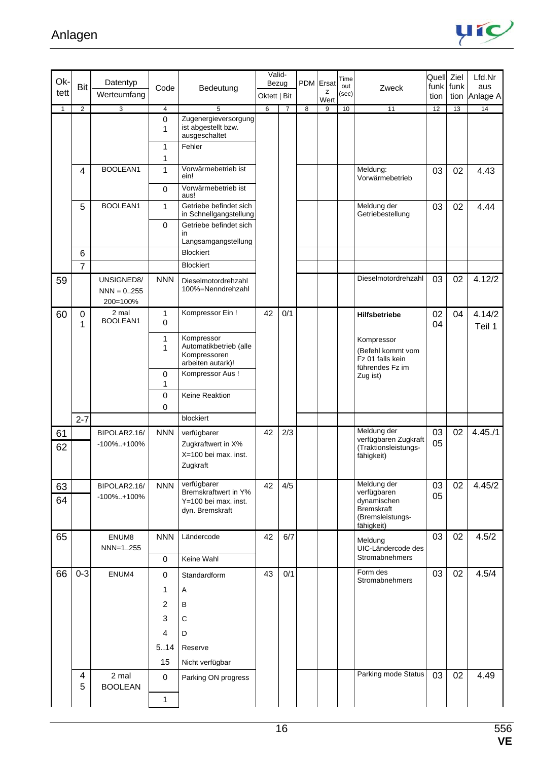| Ok-tett | Bit | Datentyp Werteumfang | Code | Bedeutung | Valid-Bezug Oktett | Bit | PDM | Ersatz Wert | Time out (sec) | Zweck | Quell funktion | Ziel funktion | Lfd.Nr aus Anlage A |
|---|---|---|---|---|---|---|---|---|---|---|---|---|---|
| 1 | 2 | 3 | 4 | 5 | 6 | 7 | 8 | 9 | 10 | 11 | 12 | 13 | 14 |
| | | | 0<br>1 | Zugenergieversorgung ist abgestellt bzw. ausgeschaltet | | | | | | | | | |
| | | | 1<br>1 | Fehler | | | | | | | | | |
| | 4 | BOOLEAN1 | 1 | Vorwärmebetrieb ist ein! | | | | | | Meldung: Vorwärmebetrieb | 03 | 02 | 4.43 |
| | | | 0 | Vorwärmebetrieb ist aus! | | | | | | | | | |
| | 5 | BOOLEAN1 | 1 | Getriebe befindet sich in Schnellgangstellung | | | | | | Meldung der Getriebestellung | 03 | 02 | 4.44 |
| | | | 0 | Getriebe befindet sich in Langsamgangstellung | | | | | | | | | |
| | 6 | | | Blockiert | | | | | | | | | |
| | 7 | | | Blockiert | | | | | | | | | |
| 59 | | UNSIGNED8/<br>NNN = 0..255<br>200=100% | NNN | Dieselmotordrehzahl 100%=Nenndrehzahl | | | | | | Dieselmotordrehzahl | 03 | 02 | 4.12/2 |
| 60 | 0<br>1 | 2 mal BOOLEAN1 | 1<br>0 | Kompressor Ein ! | 42 | 0/1 | | | | **Hilfsbetriebe** | 02<br>04 | 04 | 4.14/2<br>Teil 1 |
| | | | 1<br>1 | Kompressor Automatikbetrieb (alle Kompressoren arbeiten autark)! | | | | | | Kompressor<br>(Befehl kommt vom Fz 01 falls kein führendes Fz im Zug ist) | | | |
| | | | 0<br>1 | Kompressor Aus ! | | | | | | | | | |
| | | | 0<br>0 | Keine Reaktion | | | | | | | | | |
| | 2-7 | | | blockiert | | | | | | | | | |
| 61<br>62 | | BIPOLAR2.16/<br>-100%..+100% | NNN | verfügbarer Zugkraftwert in X%<br>X=100 bei max. inst. Zugkraft | 42 | 2/3 | | | | Meldung der verfügbaren Zugkraft (Traktionsleistungs-fähigkeit) | 03<br>05 | 02 | 4.45./1 |
| 63<br>64 | | BIPOLAR2.16/<br>-100%..+100% | NNN | verfügbarer Bremskraftwert in Y%<br>Y=100 bei max. inst. dyn. Bremskraft | 42 | 4/5 | | | | Meldung der verfügbaren dynamischen Bremskraft (Bremsleistungs-fähigkeit) | 03<br>05 | 02 | 4.45/2 |
| 65 | | ENUM8<br>NNN=1..255 | NNN | Ländercode | 42 | 6/7 | | | | Meldung UIC-Ländercode des Stromabnehmers | 03 | 02 | 4.5/2 |
| | | | 0 | Keine Wahl | | | | | | | | | |
| 66 | 0-3 | ENUM4 | 0 | Standardform | 43 | 0/1 | | | | Form des Stromabnehmers | 03 | 02 | 4.5/4 |
| | | | 1 | A | | | | | | | | | |
| | | | 2 | B | | | | | | | | | |
| | | | 3 | C | | | | | | | | | |
| | | | 4 | D | | | | | | | | | |
| | | | 5..14 | Reserve | | | | | | | | | |
| | | | 15 | Nicht verfügbar | | | | | | | | | |
| | 4<br>5 | 2 mal BOOLEAN | 0 | Parking ON progress | | | | | | Parking mode Status | 03 | 02 | 4.49 |
| | | | 1 | | | | | | | | | | |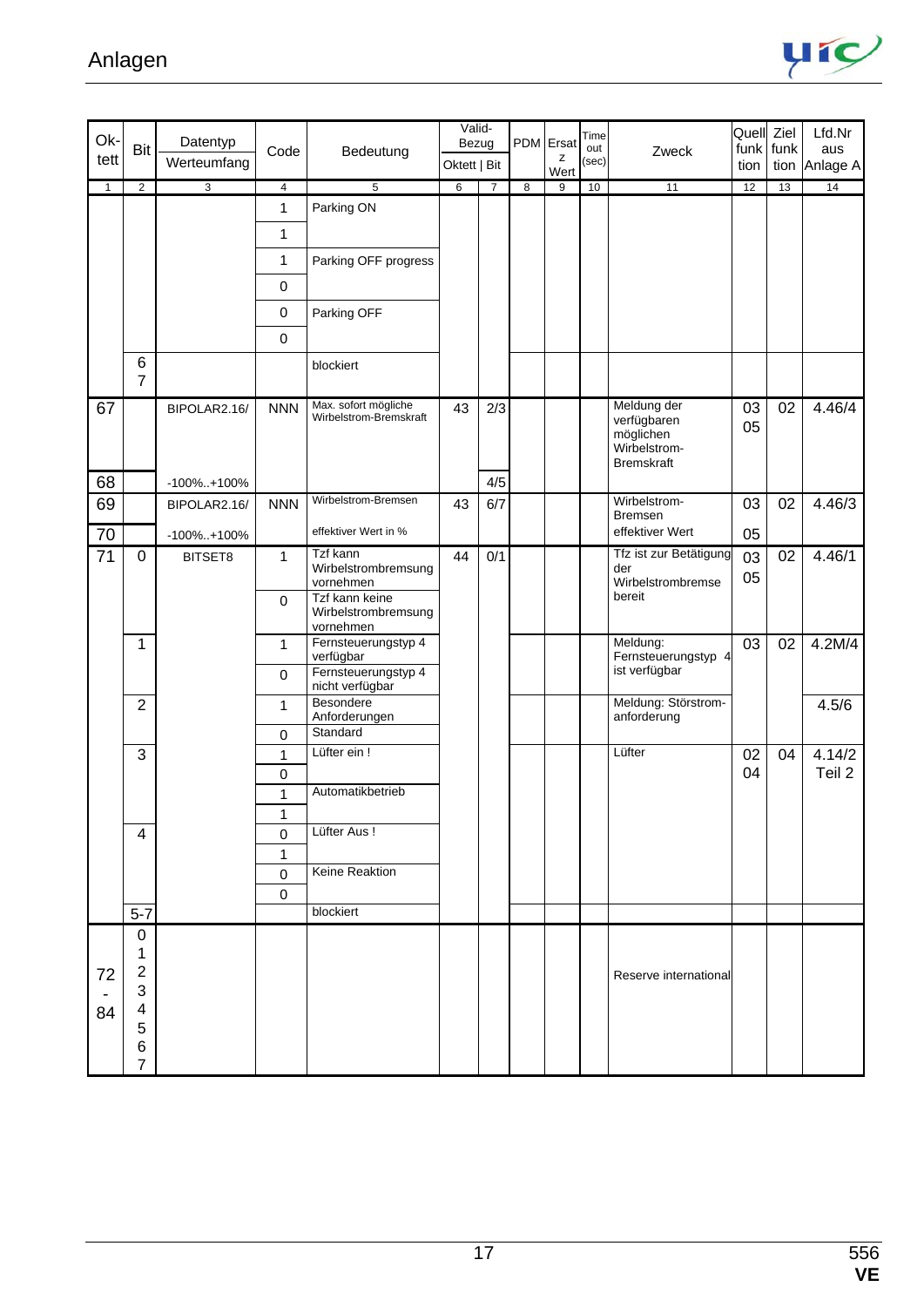| Ok-tett | Bit | Datentyp Werteumfang | Code | Bedeutung | Valid-Bezug Oktett | Bit | PDM | Ersatz Wert | Time out (sec) | Zweck | Quell funktion | Ziel funktion | Lfd.Nr aus Anlage A |
|---|---|---|---|---|---|---|---|---|---|---|---|---|---|
| 1 | 2 | 3 | 4 | 5 | 6 | 7 | 8 | 9 | 10 | 11 | 12 | 13 | 14 |
| | | | 1 | Parking ON | | | | | | | | | |
| | | | 1 | | | | | | | | | | |
| | | | 1 | Parking OFF progress | | | | | | | | | |
| | | | 0 | | | | | | | | | | |
| | | | 0 | Parking OFF | | | | | | | | | |
| | | | 0 | | | | | | | | | | |
| | 6 7 | | | blockiert | | | | | | | | | |
| 67 | | BIPOLAR2.16/ | NNN | Max. sofort mögliche Wirbelstrom-Bremskraft | 43 | 2/3 | | | | Meldung der verfügbaren möglichen Wirbelstrom-Bremskraft | 03 05 | 02 | 4.46/4 |
| 68 | | -100%..+100% | | | | 4/5 | | | | | | | |
| 69 | | BIPOLAR2.16/ | NNN | Wirbelstrom-Bremsen | 43 | 6/7 | | | | Wirbelstrom-Bremsen | 03 | 02 | 4.46/3 |
| 70 | | -100%..+100% | | effektiver Wert in % | | | | | | effektiver Wert | 05 | | |
| 71 | 0 | BITSET8 | 1 | Tzf kann Wirbelstrombremsung vornehmen | 44 | 0/1 | | | | Tfz ist zur Betätigung der Wirbelstrombremse bereit | 03 05 | 02 | 4.46/1 |
| | | | 0 | Tzf kann keine Wirbelstrombremsung vornehmen | | | | | | | | | |
| | 1 | | 1 | Fernsteuerungstyp 4 verfügbar | | | | | | Meldung: Fernsteuerungstyp 4 ist verfügbar | 03 | 02 | 4.2M/4 |
| | | | 0 | Fernsteuerungstyp 4 nicht verfügbar | | | | | | | | | |
| | 2 | | 1 | Besondere Anforderungen | | | | | | Meldung: Störstrom-anforderung | | | 4.5/6 |
| | | | 0 | Standard | | | | | | | | | |
| | 3 | | 1 | Lüfter ein ! | | | | | | Lüfter | 02 04 | 04 | 4.14/2 Teil 2 |
| | | | 0 | | | | | | | | | | |
| | | | 1 | Automatikbetrieb | | | | | | | | | |
| | | | 1 | | | | | | | | | | |
| | 4 | | 0 | Lüfter Aus ! | | | | | | | | | |
| | | | 1 | | | | | | | | | | |
| | | | 0 | Keine Reaktion | | | | | | | | | |
| | | | 0 | | | | | | | | | | |
| | 5-7 | | | blockiert | | | | | | | | | |
| 72 - 84 | 0 1 2 3 4 5 6 7 | | | | | | | | | Reserve international | | | |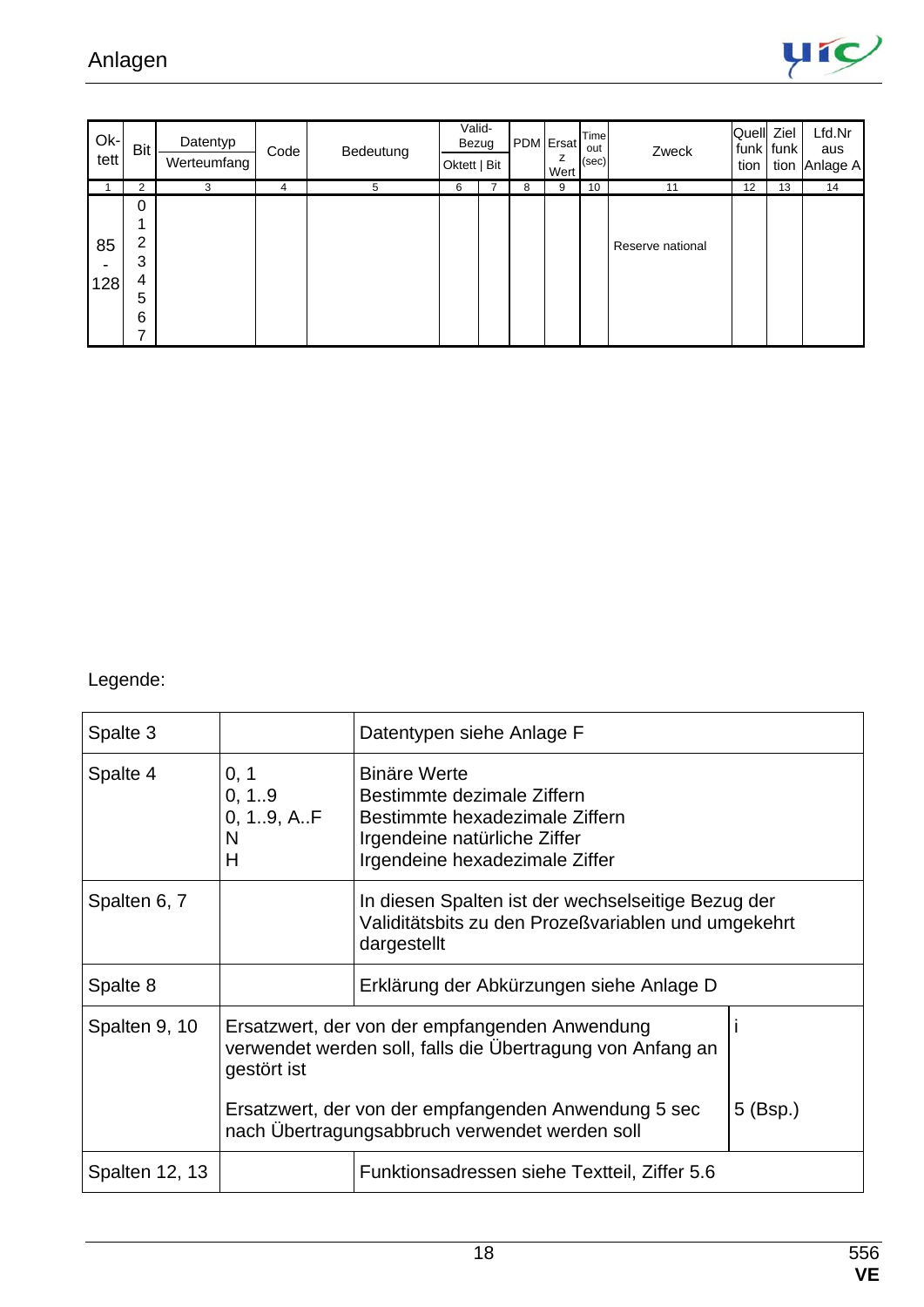| Ok-tett | Bit | Datentyp Werteumfang | Code | Bedeutung | Valid-Bezug Oktett | Bit | PDM | Ersatz Wert | Time out (sec) | Zweck | Quell funk tion | Ziel funk tion | Lfd.Nr aus Anlage A |
|---|---|---|---|---|---|---|---|---|---|---|---|---|---|
| 1 | 2 | 3 | 4 | 5 | 6 | 7 | 8 | 9 | 10 | 11 | 12 | 13 | 14 |
| 85 - 128 | 0 1 2 3 4 5 6 7 | | | | | | | | | Reserve national | | | |

Legende:

| | | | |
|---|---|---|---|
| Spalte 3 | | Datentypen siehe Anlage F | |
| Spalte 4 | 0, 1<br>0, 1..9<br>0, 1..9, A..F<br>N<br>H | Binäre Werte<br>Bestimmte dezimale Ziffern<br>Bestimmte hexadezimale Ziffern<br>Irgendeine natürliche Ziffer<br>Irgendeine hexadezimale Ziffer | |
| Spalten 6, 7 | | In diesen Spalten ist der wechselseitige Bezug der Validitätsbits zu den Prozeßvariablen und umgekehrt dargestellt | |
| Spalte 8 | | Erklärung der Abkürzungen siehe Anlage D | |
| Spalten 9, 10 | Ersatzwert, der von der empfangenden Anwendung verwendet werden soll, falls die Übertragung von Anfang an gestört ist<br><br>Ersatzwert, der von der empfangenden Anwendung 5 sec nach Übertragungsabbruch verwendet werden soll | | i<br><br>5 (Bsp.) |
| Spalten 12, 13 | | Funktionsadressen siehe Textteil, Ziffer 5.6 | |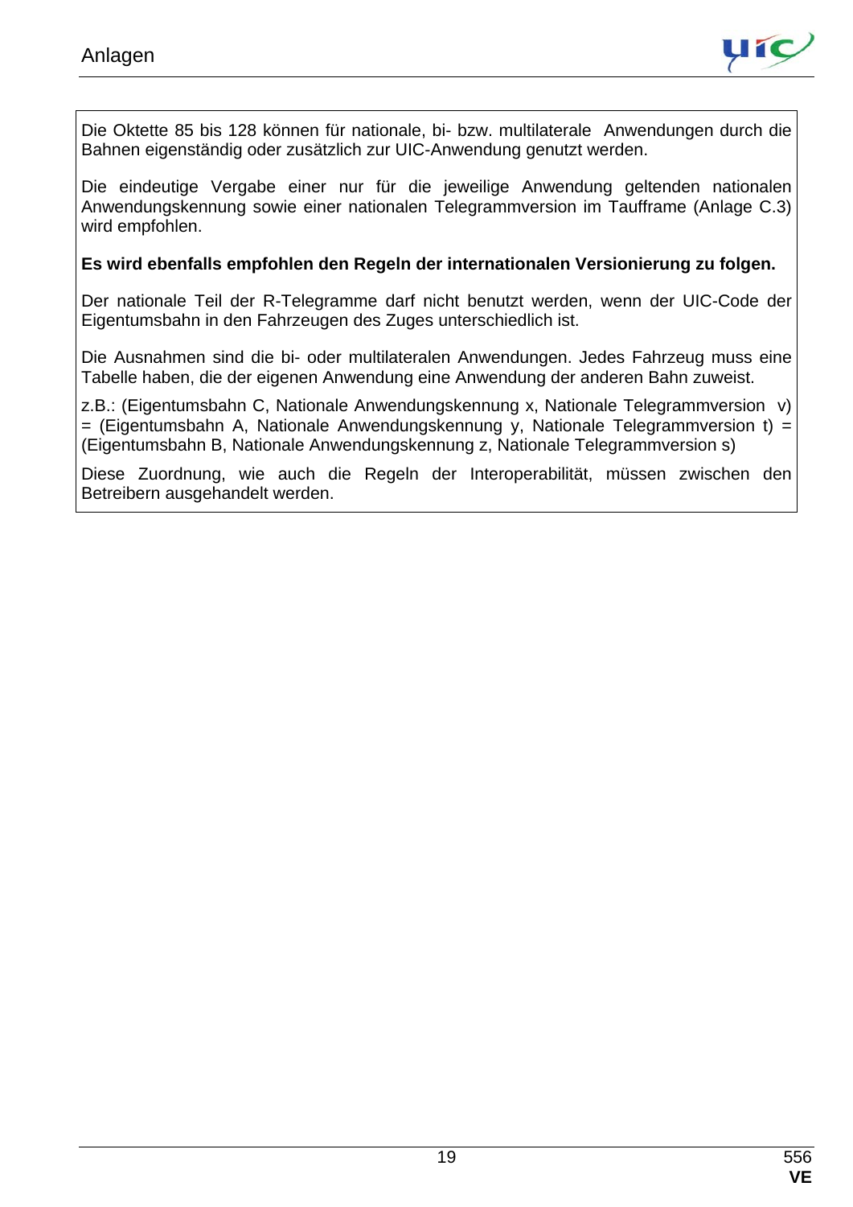Die Oktette 85 bis 128 können für nationale, bi- bzw. multilaterale Anwendungen durch die Bahnen eigenständig oder zusätzlich zur UIC-Anwendung genutzt werden.

Die eindeutige Vergabe einer nur für die jeweilige Anwendung geltenden nationalen Anwendungskennung sowie einer nationalen Telegrammversion im Tauframe (Anlage C.3) wird empfohlen.

**Es wird ebenfalls empfohlen den Regeln der internationalen Versionierung zu folgen.**

Der nationale Teil der R-Telegramme darf nicht benutzt werden, wenn der UIC-Code der Eigentumsbahn in den Fahrzeugen des Zuges unterschiedlich ist.

Die Ausnahmen sind die bi- oder multilateralen Anwendungen. Jedes Fahrzeug muss eine Tabelle haben, die der eigenen Anwendung eine Anwendung der anderen Bahn zuweist.

z.B.: (Eigentumsbahn C, Nationale Anwendungskennung x, Nationale Telegrammversion v) = (Eigentumsbahn A, Nationale Anwendungskennung y, Nationale Telegrammversion t) = (Eigentumsbahn B, Nationale Anwendungskennung z, Nationale Telegrammversion s)

Diese Zuordnung, wie auch die Regeln der Interoperabilität, müssen zwischen den Betreibern ausgehandelt werden.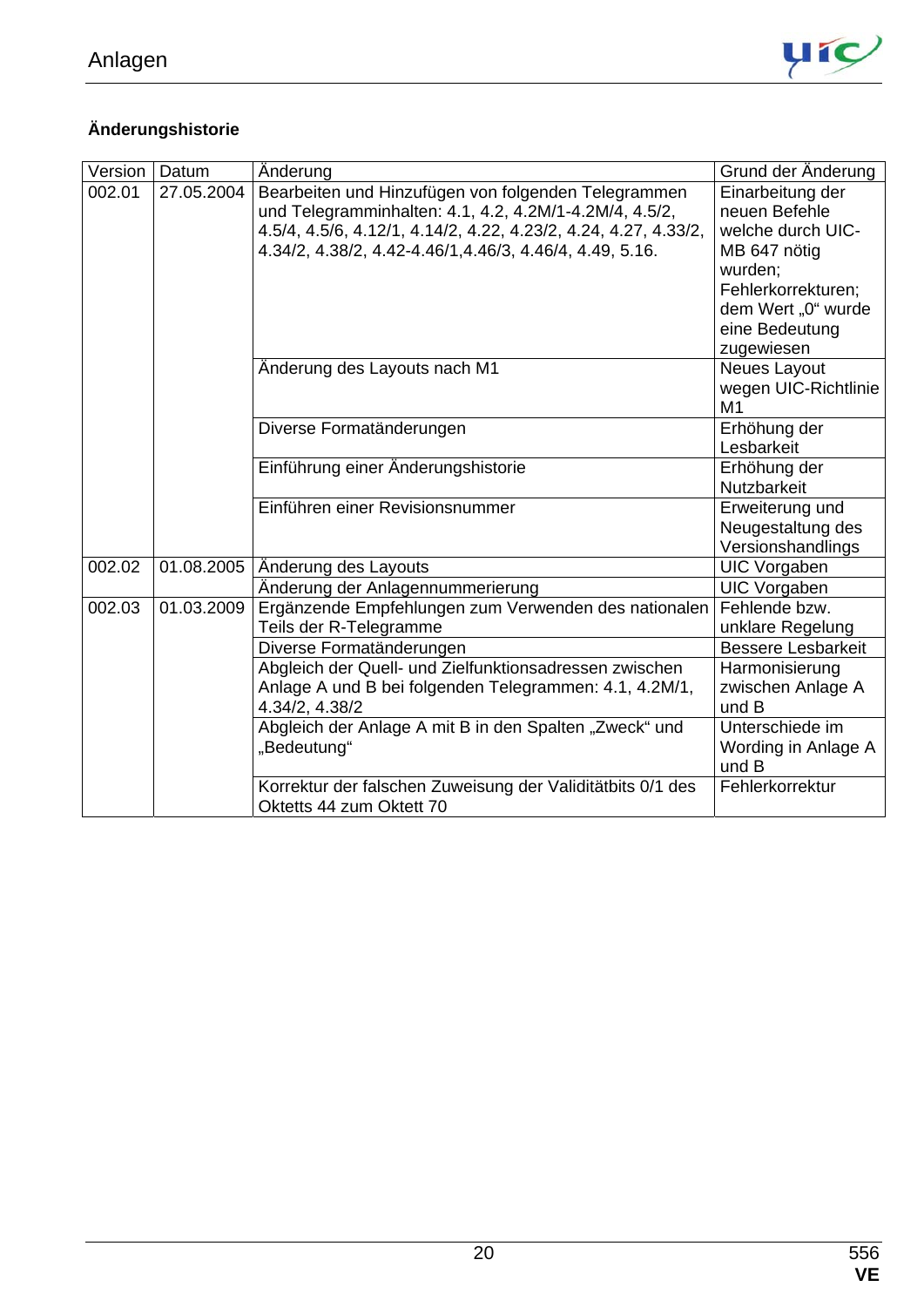**Änderungshistorie**

| Version | Datum | Änderung | Grund der Änderung |
|---|---|---|---|
| 002.01 | 27.05.2004 | Bearbeiten und Hinzufügen von folgenden Telegrammen und Telegramminhalten: 4.1, 4.2, 4.2M/1-4.2M/4, 4.5/2, 4.5/4, 4.5/6, 4.12/1, 4.14/2, 4.22, 4.23/2, 4.24, 4.27, 4.33/2, 4.34/2, 4.38/2, 4.42-4.46/1,4.46/3, 4.46/4, 4.49, 5.16. | Einarbeitung der neuen Befehle welche durch UIC-MB 647 nötig wurden; Fehlerkorrekturen; dem Wert „0" wurde eine Bedeutung zugewiesen |
| | | Änderung des Layouts nach M1 | Neues Layout wegen UIC-Richtlinie M1 |
| | | Diverse Formatänderungen | Erhöhung der Lesbarkeit |
| | | Einführung einer Änderungshistorie | Erhöhung der Nutzbarkeit |
| | | Einführen einer Revisionsnummer | Erweiterung und Neugestaltung des Versionshandlings |
| 002.02 | 01.08.2005 | Änderung des Layouts | UIC Vorgaben |
| | | Änderung der Anlagennummerierung | UIC Vorgaben |
| 002.03 | 01.03.2009 | Ergänzende Empfehlungen zum Verwenden des nationalen Teils der R-Telegramme | Fehlende bzw. unklare Regelung |
| | | Diverse Formatänderungen | Bessere Lesbarkeit |
| | | Abgleich der Quell- und Zielfunktionsadressen zwischen Anlage A und B bei folgenden Telegrammen: 4.1, 4.2M/1, 4.34/2, 4.38/2 | Harmonisierung zwischen Anlage A und B |
| | | Abgleich der Anlage A mit B in den Spalten „Zweck" und „Bedeutung" | Unterschiede im Wording in Anlage A und B |
| | | Korrektur der falschen Zuweisung der Validitätbits 0/1 des Oktetts 44 zum Oktett 70 | Fehlerkorrektur |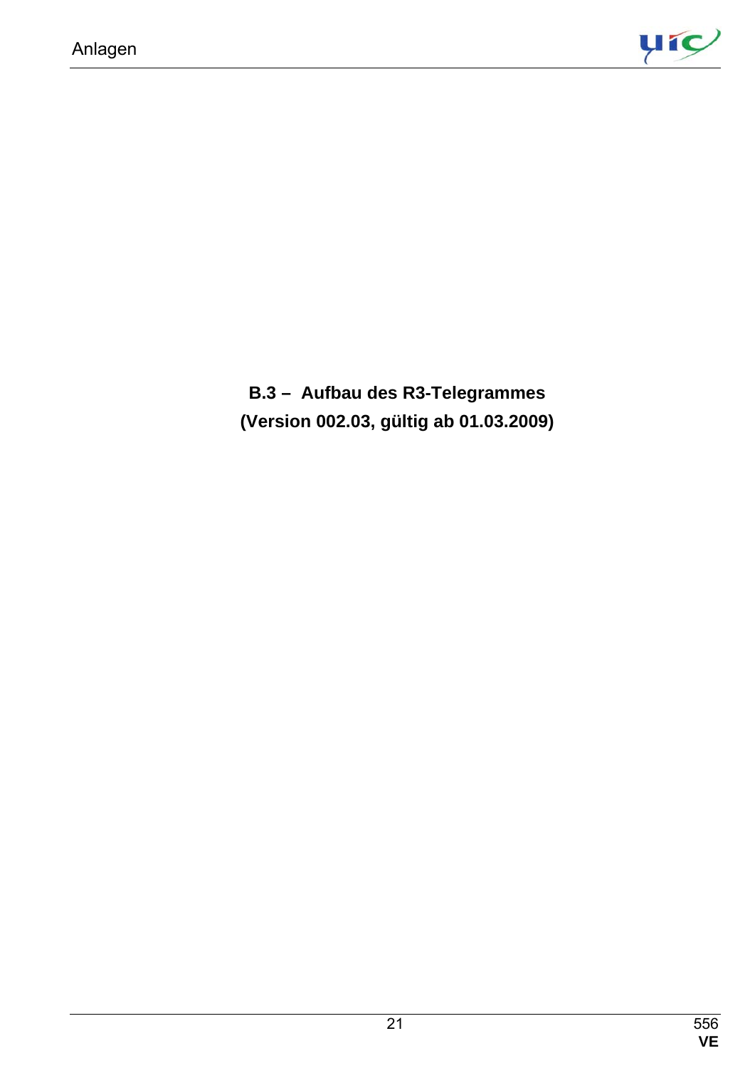**B.3 – Aufbau des R3-Telegrammes**
**(Version 002.03, gültig ab 01.03.2009)**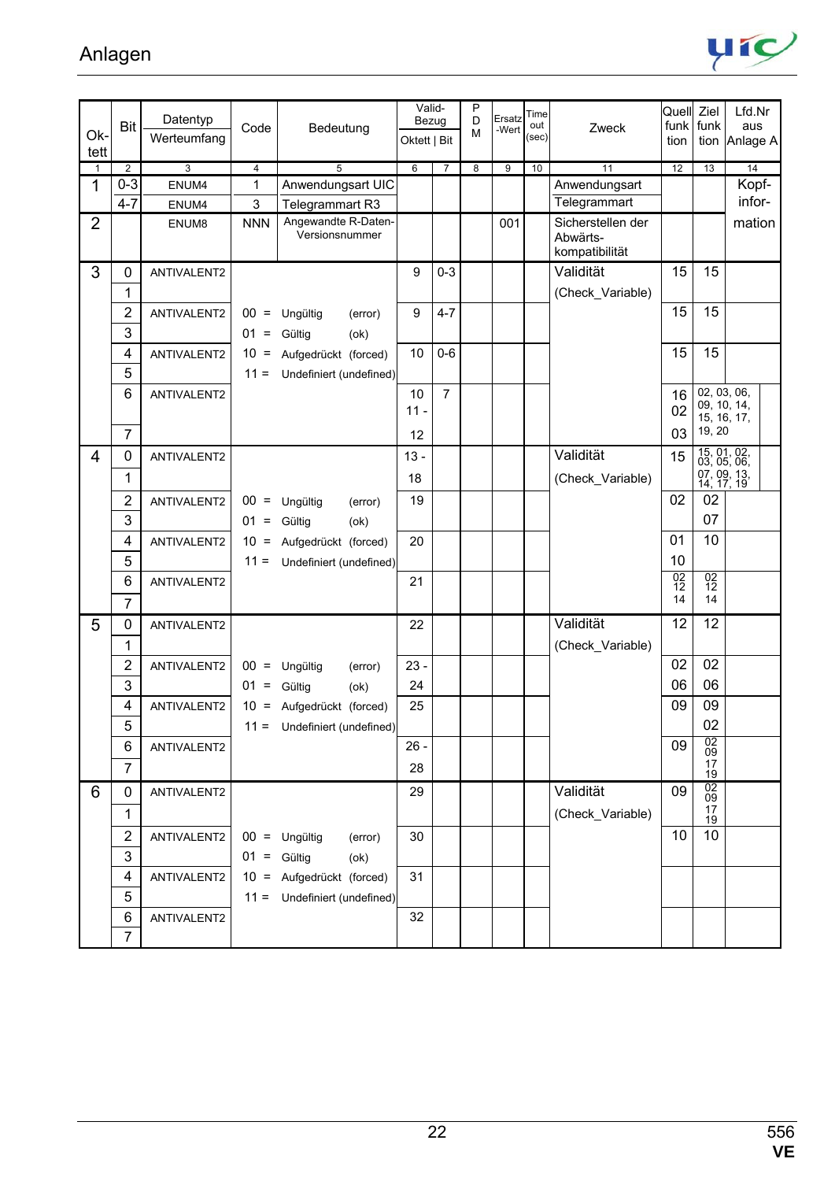# Anlagen

| Ok-tett | Bit | Datentyp Werteumfang | Code | Bedeutung | Valid-Bezug Oktett | Valid-Bezug Bit | PDM | Ersatz-Wert | Time out (sec) | Zweck | Quell funktion | Ziel funktion | Lfd.Nr aus Anlage A |
|---|---|---|---|---|---|---|---|---|---|---|---|---|---|
| 1 | 2 | 3 | 4 | 5 | 6 | 7 | 8 | 9 | 10 | 11 | 12 | 13 | 14 |
| 1 | 0-3 | ENUM4 | 1 | Anwendungsart UIC | | | | | | Anwendungsart | | | Kopf-information |
| | 4-7 | ENUM4 | 3 | Telegrammart R3 | | | | | | Telegrammart | | | |
| 2 | | ENUM8 | NNN | Angewandte R-Daten-Versionsnummer | | | | 001 | | Sicherstellen der Abwärts-kompatibilität | | | |
| 3 | 0 | ANTIVALENT2 | | | 9 | 0-3 | | | | Validität | 15 | 15 | |
| | 1 | | | | | | | | | (Check_Variable) | | | |
| | 2 | ANTIVALENT2 | 00 = | Ungültig (error) | 9 | 4-7 | | | | | 15 | 15 | |
| | 3 | | 01 = | Gültig (ok) | | | | | | | | | |
| | 4 | ANTIVALENT2 | 10 = | Aufgedrückt (forced) | 10 | 0-6 | | | | | 15 | 15 | |
| | 5 | | 11 = | Undefiniert (undefined) | | | | | | | | | |
| | 6 | ANTIVALENT2 | | | 10 | 7 | | | | | 16 | 02, 03, 06, 09, 10, 14, 15, 16, 17, 19, 20 | |
| | | | | | 11 - | | | | | | 02 | | |
| | 7 | | | | 12 | | | | | | 03 | | |
| 4 | 0 | ANTIVALENT2 | | | 13 - | | | | | Validität | 15 | 15, 01, 02, 03, 05, 06, 07, 09, 13, 14, 17, 19 | |
| | 1 | | | | 18 | | | | | (Check_Variable) | | | |
| | 2 | ANTIVALENT2 | 00 = | Ungültig (error) | 19 | | | | | | 02 | 02 | |
| | 3 | | 01 = | Gültig (ok) | | | | | | | | 07 | |
| | 4 | ANTIVALENT2 | 10 = | Aufgedrückt (forced) | 20 | | | | | | 01 | 10 | |
| | 5 | | 11 = | Undefiniert (undefined) | | | | | | | 10 | | |
| | 6 | ANTIVALENT2 | | | 21 | | | | | | 02 12 14 | 02 12 14 | |
| | 7 | | | | | | | | | | | | |
| 5 | 0 | ANTIVALENT2 | | | 22 | | | | | Validität | 12 | 12 | |
| | 1 | | | | | | | | | (Check_Variable) | | | |
| | 2 | ANTIVALENT2 | 00 = | Ungültig (error) | 23 - | | | | | | 02 | 02 | |
| | 3 | | 01 = | Gültig (ok) | 24 | | | | | | 06 | 06 | |
| | 4 | ANTIVALENT2 | 10 = | Aufgedrückt (forced) | 25 | | | | | | 09 | 09 | |
| | 5 | | 11 = | Undefiniert (undefined) | | | | | | | | 02 | |
| | 6 | ANTIVALENT2 | | | 26 - | | | | | | 09 | 02 09 17 19 | |
| | 7 | | | | 28 | | | | | | | | |
| 6 | 0 | ANTIVALENT2 | | | 29 | | | | | Validität | 09 | 02 09 17 19 | |
| | 1 | | | | | | | | | (Check_Variable) | | | |
| | 2 | ANTIVALENT2 | 00 = | Ungültig (error) | 30 | | | | | | 10 | 10 | |
| | 3 | | 01 = | Gültig (ok) | | | | | | | | | |
| | 4 | ANTIVALENT2 | 10 = | Aufgedrückt (forced) | 31 | | | | | | | | |
| | 5 | | 11 = | Undefiniert (undefined) | | | | | | | | | |
| | 6 | ANTIVALENT2 | | | 32 | | | | | | | | |
| | 7 | | | | | | | | | | | | |

556
**VE**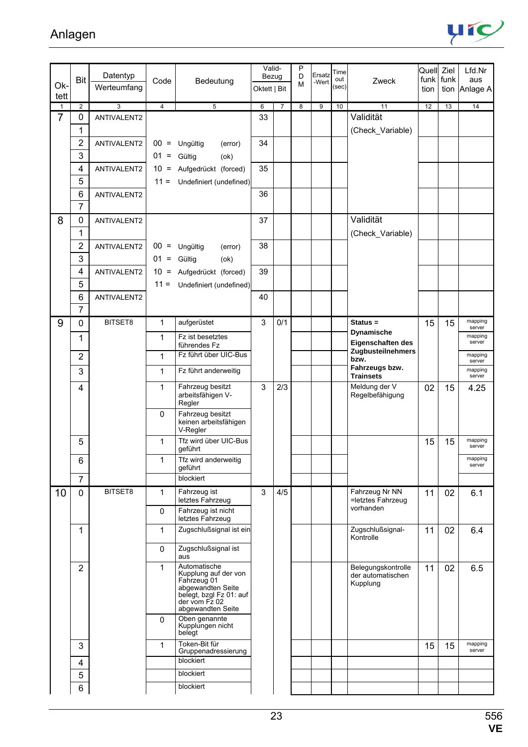# Anlagen

| Ok-tett | Bit | Datentyp Werteumfang | Code | Bedeutung | Valid-Bezug Oktett | Valid-Bezug Bit | PDM | Ersatz-Wert | Time out (sec) | Zweck | Quell funktion | Ziel funktion | Lfd.Nr aus Anlage A |
|---|---|---|---|---|---|---|---|---|---|---|---|---|---|
| 1 | 2 | 3 | 4 | 5 | 6 | 7 | 8 | 9 | 10 | 11 | 12 | 13 | 14 |
| 7 | 0 | ANTIVALENT2 | | | 33 | | | | | Validität | | | |
| | 1 | | | | | | | | | (Check_Variable) | | | |
| | 2 | ANTIVALENT2 | 00 = | Ungültig (error) | 34 | | | | | | | | |
| | 3 | | 01 = | Gültig (ok) | | | | | | | | | |
| | 4 | ANTIVALENT2 | 10 = | Aufgedrückt (forced) | 35 | | | | | | | | |
| | 5 | | 11 = | Undefiniert (undefined) | | | | | | | | | |
| | 6 | ANTIVALENT2 | | | 36 | | | | | | | | |
| | 7 | | | | | | | | | | | | |
| 8 | 0 | ANTIVALENT2 | | | 37 | | | | | Validität | | | |
| | 1 | | | | | | | | | (Check_Variable) | | | |
| | 2 | ANTIVALENT2 | 00 = | Ungültig (error) | 38 | | | | | | | | |
| | 3 | | 01 = | Gültig (ok) | | | | | | | | | |
| | 4 | ANTIVALENT2 | 10 = | Aufgedrückt (forced) | 39 | | | | | | | | |
| | 5 | | 11 = | Undefiniert (undefined) | | | | | | | | | |
| | 6 | ANTIVALENT2 | | | 40 | | | | | | | | |
| | 7 | | | | | | | | | | | | |
| 9 | 0 | BITSET8 | 1 | aufgerüstet | 3 | 0/1 | | | | **Status = Dynamische Eigenschaften des Zugbusteilnehmers bzw. Fahrzeugs bzw. Trainsets** | 15 | 15 | mapping server |
| | 1 | | 1 | Fz ist besetztes führendes Fz | | | | | | | | | mapping server |
| | 2 | | 1 | Fz führt über UIC-Bus | | | | | | | | | mapping server |
| | 3 | | 1 | Fz führt anderweitig | | | | | | | | | mapping server |
| | 4 | | 1 | Fahrzeug besitzt arbeitsfähigen V-Regler | 3 | 2/3 | | | | Meldung der V Regelbefähigung | 02 | 15 | 4.25 |
| | | | 0 | Fahrzeug besitzt keinen arbeitsfähigen V-Regler | | | | | | | | | |
| | 5 | | 1 | Tfz wird über UIC-Bus geführt | | | | | | | 15 | 15 | mapping server |
| | 6 | | 1 | Tfz wird anderweitig geführt | | | | | | | | | mapping server |
| | 7 | | | blockiert | | | | | | | | | |
| 10 | 0 | BITSET8 | 1 | Fahrzeug ist letztes Fahrzeug | 3 | 4/5 | | | | Fahrzeug Nr NN =letztes Fahrzeug vorhanden | 11 | 02 | 6.1 |
| | | | 0 | Fahrzeug ist nicht letztes Fahrzeug | | | | | | | | | |
| | 1 | | 1 | Zugschlußsignal ist ein | | | | | | Zugschlußsignal-Kontrolle | 11 | 02 | 6.4 |
| | | | 0 | Zugschlußsignal ist aus | | | | | | | | | |
| | 2 | | 1 | Automatische Kupplung auf der von Fahrzeug 01 abgewandten Seite belegt, bzgl Fz 01: auf der vom Fz 02 abgewandten Seite | | | | | | Belegungskontrolle der automatischen Kupplung | 11 | 02 | 6.5 |
| | | | 0 | Oben genannte Kupplungen nicht belegt | | | | | | | | | |
| | 3 | | 1 | Token-Bit für Gruppenadressierung | | | | | | | 15 | 15 | mapping server |
| | 4 | | | blockiert | | | | | | | | | |
| | 5 | | | blockiert | | | | | | | | | |
| | 6 | | | blockiert | | | | | | | | | |

556 VE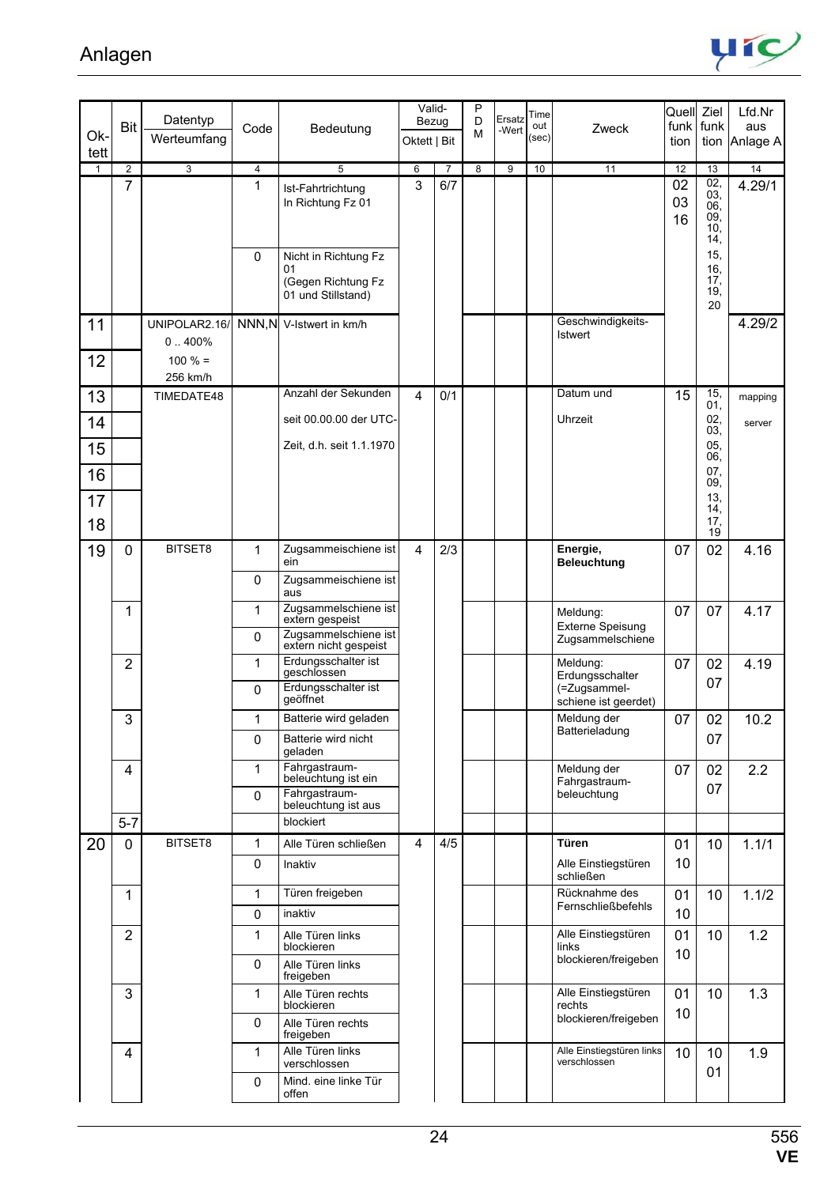| Ok-tett | Bit | Datentyp Werteumfang | Code | Bedeutung | Valid-Bezug Oktett | Bit | P D M | Ersatz -Wert | Time out (sec) | Zweck | Quell funk tion | Ziel funk tion | Lfd.Nr aus Anlage A |
|---|---|---|---|---|---|---|---|---|---|---|---|---|---|
| 1 | 2 | 3 | 4 | 5 | 6 | 7 | 8 | 9 | 10 | 11 | 12 | 13 | 14 |
| | 7 | | 1 | Ist-Fahrtrichtung In Richtung Fz 01 | 3 | 6/7 | | | | | 02 03 16 | 02, 03, 06, 09, 10, 14, 15, 16, 17, 19, 20 | 4.29/1 |
| | | | 0 | Nicht in Richtung Fz 01 (Gegen Richtung Fz 01 und Stillstand) | | | | | | | | | |
| 11 | | UNIPOLAR2.16/ 0 .. 400% 100 % = 256 km/h | NNN,N | V-Istwert in km/h | | | | | | Geschwindigkeits-Istwert | | | 4.29/2 |
| 12 | | | | | | | | | | | | | |
| 13 | | TIMEDATE48 | | Anzahl der Sekunden seit 00.00.00 der UTC-Zeit, d.h. seit 1.1.1970 | 4 | 0/1 | | | | Datum und Uhrzeit | 15 | 15, 01, 02, 03, 05, 06, 07, 09, 13, 14, 17, 19 | mapping server |
| 14 | | | | | | | | | | | | | |
| 15 | | | | | | | | | | | | | |
| 16 | | | | | | | | | | | | | |
| 17 | | | | | | | | | | | | | |
| 18 | | | | | | | | | | | | | |
| 19 | 0 | BITSET8 | 1 | Zugsammeschiene ist ein | 4 | 2/3 | | | | **Energie, Beleuchtung** | 07 | 02 | 4.16 |
| | | | 0 | Zugsammeschiene ist aus | | | | | | | | | |
| | 1 | | 1 | Zugsammelschiene ist extern gespeist | | | | | | Meldung: Externe Speisung Zugsammelschiene | 07 | 07 | 4.17 |
| | | | 0 | Zugsammelschiene ist extern nicht gespeist | | | | | | | | | |
| | 2 | | 1 | Erdungsschalter ist geschlossen | | | | | | Meldung: Erdungsschalter (=Zugsammel-schiene ist geerdet) | 07 | 02 07 | 4.19 |
| | | | 0 | Erdungsschalter ist geöffnet | | | | | | | | | |
| | 3 | | 1 | Batterie wird geladen | | | | | | Meldung der Batterieladung | 07 | 02 07 | 10.2 |
| | | | 0 | Batterie wird nicht geladen | | | | | | | | | |
| | 4 | | 1 | Fahrgastraum-beleuchtung ist ein | | | | | | Meldung der Fahrgastraum-beleuchtung | 07 | 02 07 | 2.2 |
| | | | 0 | Fahrgastraum-beleuchtung ist aus | | | | | | | | | |
| | 5-7 | | | blockiert | | | | | | | | | |
| 20 | 0 | BITSET8 | 1 | Alle Türen schließen | 4 | 4/5 | | | | **Türen** Alle Einstiegstüren schließen | 01 10 | 10 | 1.1/1 |
| | | | 0 | Inaktiv | | | | | | | | | |
| | 1 | | 1 | Türen freigeben | | | | | | Rücknahme des Fernschließbefehls | 01 10 | 10 | 1.1/2 |
| | | | 0 | inaktiv | | | | | | | | | |
| | 2 | | 1 | Alle Türen links blockieren | | | | | | Alle Einstiegstüren links blockieren/freigeben | 01 10 | 10 | 1.2 |
| | | | 0 | Alle Türen links freigeben | | | | | | | | | |
| | 3 | | 1 | Alle Türen rechts blockieren | | | | | | Alle Einstiegstüren rechts blockieren/freigeben | 01 10 | 10 | 1.3 |
| | | | 0 | Alle Türen rechts freigeben | | | | | | | | | |
| | 4 | | 1 | Alle Türen links verschlossen | | | | | | Alle Einstiegstüren links verschlossen | 10 | 10 01 | 1.9 |
| | | | 0 | Mind. eine linke Tür offen | | | | | | | | | |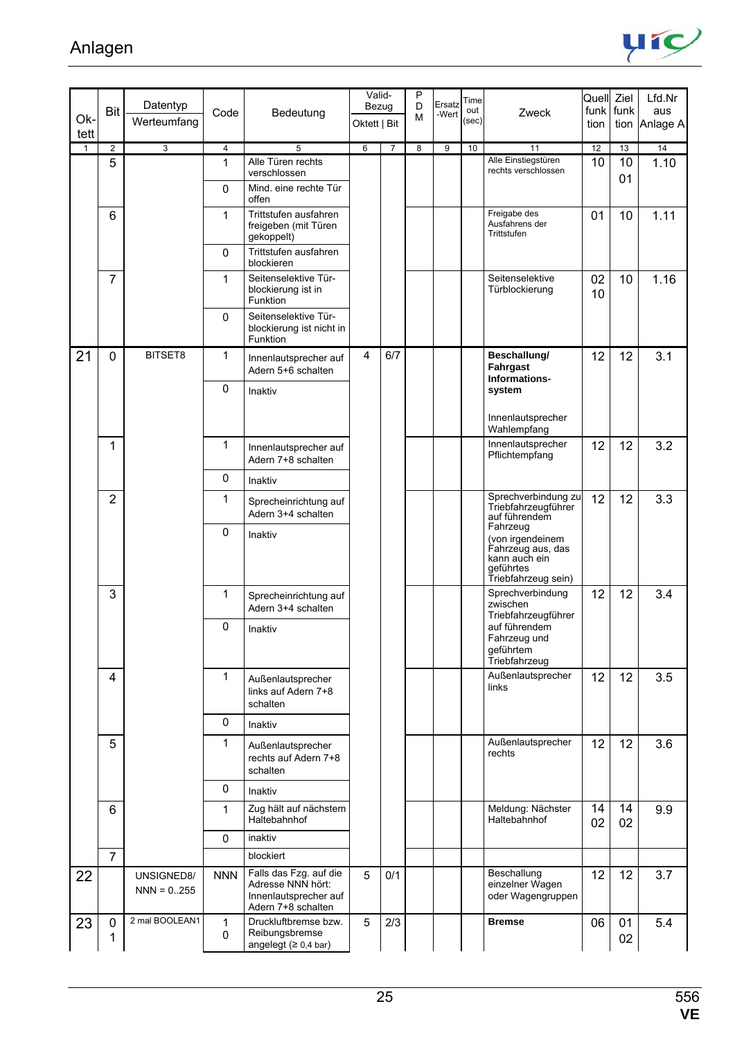# Anlagen

| Ok-tett | Bit | Datentyp Werteumfang | Code | Bedeutung | Valid-Bezug Oktett | Valid-Bezug Bit | PDM | Ersatz-Wert | Time out (sec) | Zweck | Quell funk tion | Ziel funk tion | Lfd.Nr aus Anlage A |
|---|---|---|---|---|---|---|---|---|---|---|---|---|---|
| 1 | 2 | 3 | 4 | 5 | 6 | 7 | 8 | 9 | 10 | 11 | 12 | 13 | 14 |
| | 5 | | 1 | Alle Türen rechts verschlossen | | | | | | Alle Einstiegstüren rechts verschlossen | 10 | 10 01 | 1.10 |
| | | | 0 | Mind. eine rechte Tür offen | | | | | | | | | |
| | 6 | | 1 | Trittstufen ausfahren freigeben (mit Türen gekoppelt) | | | | | | Freigabe des Ausfahrens der Trittstufen | 01 | 10 | 1.11 |
| | | | 0 | Trittstufen ausfahren blockieren | | | | | | | | | |
| | 7 | | 1 | Seitenselektive Tür-blockierung ist in Funktion | | | | | | Seitenselektive Türblockierung | 02 10 | 10 | 1.16 |
| | | | 0 | Seitenselektive Tür-blockierung ist nicht in Funktion | | | | | | | | | |
| 21 | 0 | BITSET8 | 1 | Innenlautsprecher auf Adern 5+6 schalten | 4 | 6/7 | | | | **Beschallung/ Fahrgast Informations-system** Innenlautsprecher Wahlempfang | 12 | 12 | 3.1 |
| | | | 0 | Inaktiv | | | | | | | | | |
| | 1 | | 1 | Innenlautsprecher auf Adern 7+8 schalten | | | | | | Innenlautsprecher Pflichtempfang | 12 | 12 | 3.2 |
| | | | 0 | Inaktiv | | | | | | | | | |
| | 2 | | 1 | Sprecheinrichtung auf Adern 3+4 schalten | | | | | | Sprechverbindung zu Triebfahrzeugführer auf führendem Fahrzeug (von irgendeinem Fahrzeug aus, das kann auch ein geführtes Triebfahrzeug sein) | 12 | 12 | 3.3 |
| | | | 0 | Inaktiv | | | | | | | | | |
| | 3 | | 1 | Sprecheinrichtung auf Adern 3+4 schalten | | | | | | Sprechverbindung zwischen Triebfahrzeugführer auf führendem Fahrzeug und geführtem Triebfahrzeug | 12 | 12 | 3.4 |
| | | | 0 | Inaktiv | | | | | | | | | |
| | 4 | | 1 | Außenlautsprecher links auf Adern 7+8 schalten | | | | | | Außenlautsprecher links | 12 | 12 | 3.5 |
| | | | 0 | Inaktiv | | | | | | | | | |
| | 5 | | 1 | Außenlautsprecher rechts auf Adern 7+8 schalten | | | | | | Außenlautsprecher rechts | 12 | 12 | 3.6 |
| | | | 0 | Inaktiv | | | | | | | | | |
| | 6 | | 1 | Zug hält auf nächstem Haltebahnhof | | | | | | Meldung: Nächster Haltebahnhof | 14 02 | 14 02 | 9.9 |
| | | | 0 | inaktiv | | | | | | | | | |
| | 7 | | | blockiert | | | | | | | | | |
| 22 | | UNSIGNED8/ NNN = 0..255 | NNN | Falls das Fzg. auf die Adresse NNN hört: Innenlautsprecher auf Adern 7+8 schalten | 5 | 0/1 | | | | Beschallung einzelner Wagen oder Wagengruppen | 12 | 12 | 3.7 |
| 23 | 0 1 | 2 mal BOOLEAN1 | 1 0 | Druckluftbremse bzw. Reibungsbremse angelegt (≥ 0,4 bar) | 5 | 2/3 | | | | **Bremse** | 06 | 01 02 | 5.4 |

556 VE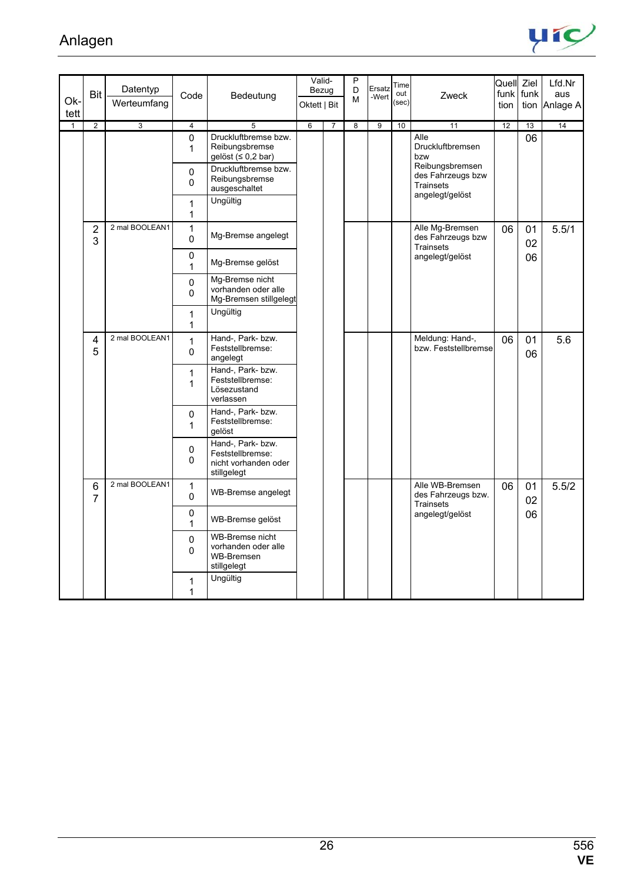| Ok-tett | Bit | Datentyp Werteumfang | Code | Bedeutung | Valid-Bezug Oktett | Bit | PDM | Ersatz-Wert | Time out (sec) | Zweck | Quell funk tion | Ziel funk tion | Lfd.Nr aus Anlage A |
|---|---|---|---|---|---|---|---|---|---|---|---|---|---|
| 1 | 2 | 3 | 4 | 5 | 6 | 7 | 8 | 9 | 10 | 11 | 12 | 13 | 14 |
| | | | 0 1 | Druckluftbremse bzw. Reibungsbremse gelöst (≤ 0,2 bar) | | | | | | Alle Druckluftbremsen bzw Reibungsbremsen des Fahrzeugs bzw Trainsets angelegt/gelöst | | 06 | |
| | | | 0 0 | Druckluftbremse bzw. Reibungsbremse ausgeschaltet | | | | | | | | | |
| | | | 1 1 | Ungültig | | | | | | | | | |
| | 2 3 | 2 mal BOOLEAN1 | 1 0 | Mg-Bremse angelegt | | | | | | Alle Mg-Bremsen des Fahrzeugs bzw Trainsets angelegt/gelöst | 06 | 01 02 06 | 5.5/1 |
| | | | 0 1 | Mg-Bremse gelöst | | | | | | | | | |
| | | | 0 0 | Mg-Bremse nicht vorhanden oder alle Mg-Bremsen stillgelegt | | | | | | | | | |
| | | | 1 1 | Ungültig | | | | | | | | | |
| | 4 5 | 2 mal BOOLEAN1 | 1 0 | Hand-, Park- bzw. Feststellbremse: angelegt | | | | | | Meldung: Hand-, bzw. Feststellbremse | 06 | 01 06 | 5.6 |
| | | | 1 1 | Hand-, Park- bzw. Feststellbremse: Lösezustand verlassen | | | | | | | | | |
| | | | 0 1 | Hand-, Park- bzw. Feststellbremse: gelöst | | | | | | | | | |
| | | | 0 0 | Hand-, Park- bzw. Feststellbremse: nicht vorhanden oder stillgelegt | | | | | | | | | |
| | 6 7 | 2 mal BOOLEAN1 | 1 0 | WB-Bremse angelegt | | | | | | Alle WB-Bremsen des Fahrzeugs bzw. Trainsets angelegt/gelöst | 06 | 01 02 06 | 5.5/2 |
| | | | 0 1 | WB-Bremse gelöst | | | | | | | | | |
| | | | 0 0 | WB-Bremse nicht vorhanden oder alle WB-Bremsen stillgelegt | | | | | | | | | |
| | | | 1 1 | Ungültig | | | | | | | | | |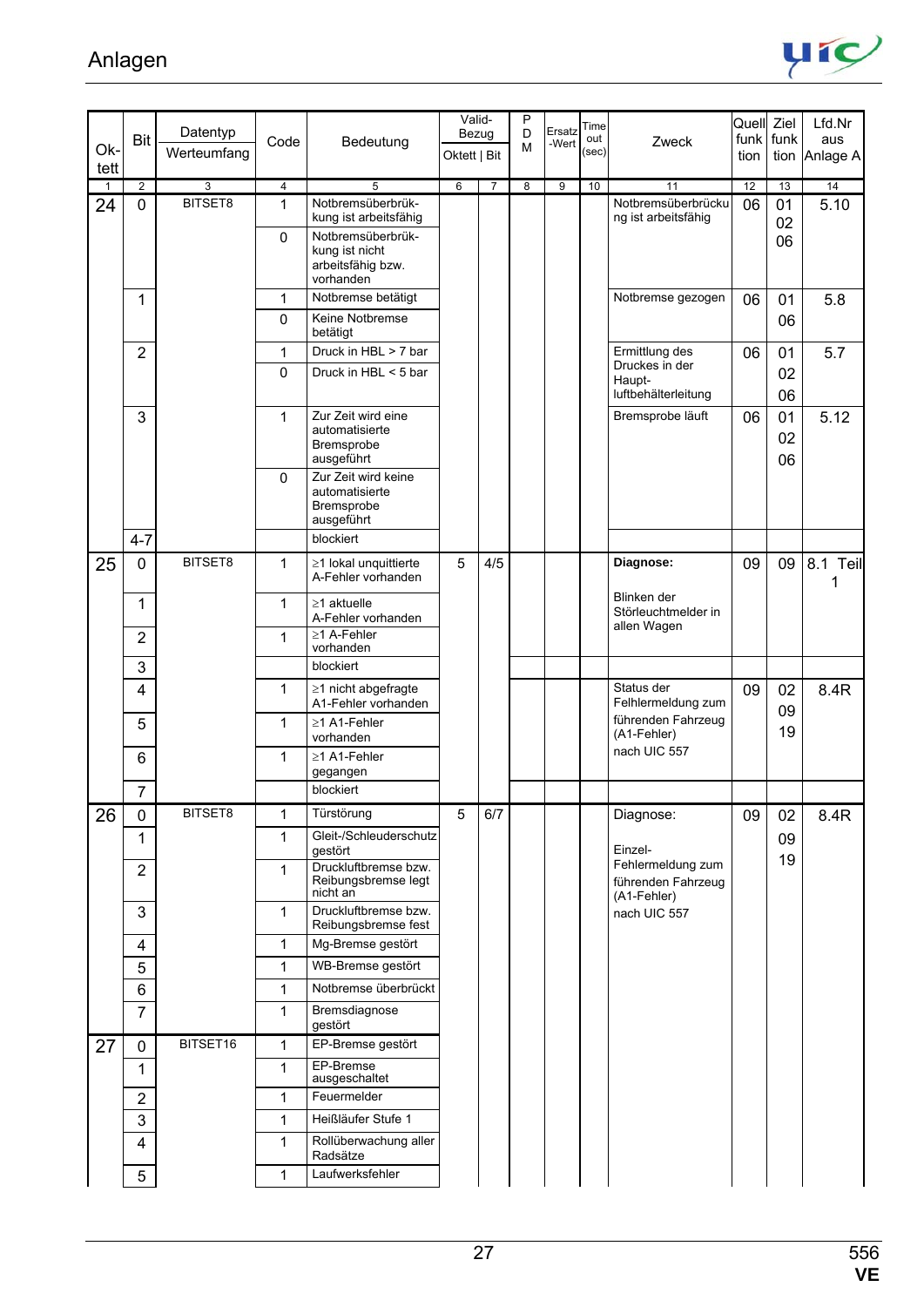# Anlagen

| Ok-tett | Bit | Datentyp Werteumfang | Code | Bedeutung | Valid-Bezug Oktett | Valid-Bezug Bit | PDM | Ersatz-Wert | Time out (sec) | Zweck | Quell funk tion | Ziel funk tion | Lfd.Nr aus Anlage A |
|---|---|---|---|---|---|---|---|---|---|---|---|---|---|
| 1 | 2 | 3 | 4 | 5 | 6 | 7 | 8 | 9 | 10 | 11 | 12 | 13 | 14 |
| 24 | 0 | BITSET8 | 1 | Notbremsüberbrük-kung ist arbeitsfähig | | | | | | Notbremsüberbrückung ist arbeitsfähig | 06 | 01 02 06 | 5.10 |
| | | | 0 | Notbremsüberbrük-kung ist nicht arbeitsfähig bzw. vorhanden | | | | | | | | | |
| | 1 | | 1 | Notbremse betätigt | | | | | | Notbremse gezogen | 06 | 01 06 | 5.8 |
| | | | 0 | Keine Notbremse betätigt | | | | | | | | | |
| | 2 | | 1 | Druck in HBL > 7 bar | | | | | | Ermittlung des Druckes in der Haupt-luftbehälterleitung | 06 | 01 02 06 | 5.7 |
| | | | 0 | Druck in HBL < 5 bar | | | | | | | | | |
| | 3 | | 1 | Zur Zeit wird eine automatisierte Bremsprobe ausgeführt | | | | | | Bremsprobe läuft | 06 | 01 02 06 | 5.12 |
| | | | 0 | Zur Zeit wird keine automatisierte Bremsprobe ausgeführt | | | | | | | | | |
| | 4-7 | | | blockiert | | | | | | | | | |
| 25 | 0 | BITSET8 | 1 | ≥1 lokal unquittierte A-Fehler vorhanden | 5 | 4/5 | | | | **Diagnose:** Blinken der Störleuchtmelder in allen Wagen | 09 | 09 | 8.1 Teil 1 |
| | 1 | | 1 | ≥1 aktuelle A-Fehler vorhanden | | | | | | | | | |
| | 2 | | 1 | ≥1 A-Fehler vorhanden | | | | | | | | | |
| | 3 | | | blockiert | | | | | | | | | |
| | 4 | | 1 | ≥1 nicht abgefragte A1-Fehler vorhanden | | | | | | Status der Felhlermeldung zum führenden Fahrzeug (A1-Fehler) nach UIC 557 | 09 | 02 09 19 | 8.4R |
| | 5 | | 1 | ≥1 A1-Fehler vorhanden | | | | | | | | | |
| | 6 | | 1 | ≥1 A1-Fehler gegangen | | | | | | | | | |
| | 7 | | | blockiert | | | | | | | | | |
| 26 | 0 | BITSET8 | 1 | Türstörung | 5 | 6/7 | | | | Diagnose: Einzel-Fehlermeldung zum führenden Fahrzeug (A1-Fehler) nach UIC 557 | 09 | 02 09 19 | 8.4R |
| | 1 | | 1 | Gleit-/Schleuderschutz gestört | | | | | | | | | |
| | 2 | | 1 | Druckluftbremse bzw. Reibungsbremse legt nicht an | | | | | | | | | |
| | 3 | | 1 | Druckluftbremse bzw. Reibungsbremse fest | | | | | | | | | |
| | 4 | | 1 | Mg-Bremse gestört | | | | | | | | | |
| | 5 | | 1 | WB-Bremse gestört | | | | | | | | | |
| | 6 | | 1 | Notbremse überbrückt | | | | | | | | | |
| | 7 | | 1 | Bremsdiagnose gestört | | | | | | | | | |
| 27 | 0 | BITSET16 | 1 | EP-Bremse gestört | | | | | | | | | |
| | 1 | | 1 | EP-Bremse ausgeschaltet | | | | | | | | | |
| | 2 | | 1 | Feuermelder | | | | | | | | | |
| | 3 | | 1 | Heißläufer Stufe 1 | | | | | | | | | |
| | 4 | | 1 | Rollüberwachung aller Radsätze | | | | | | | | | |
| | 5 | | 1 | Laufwerksfehler | | | | | | | | | |

556 **VE**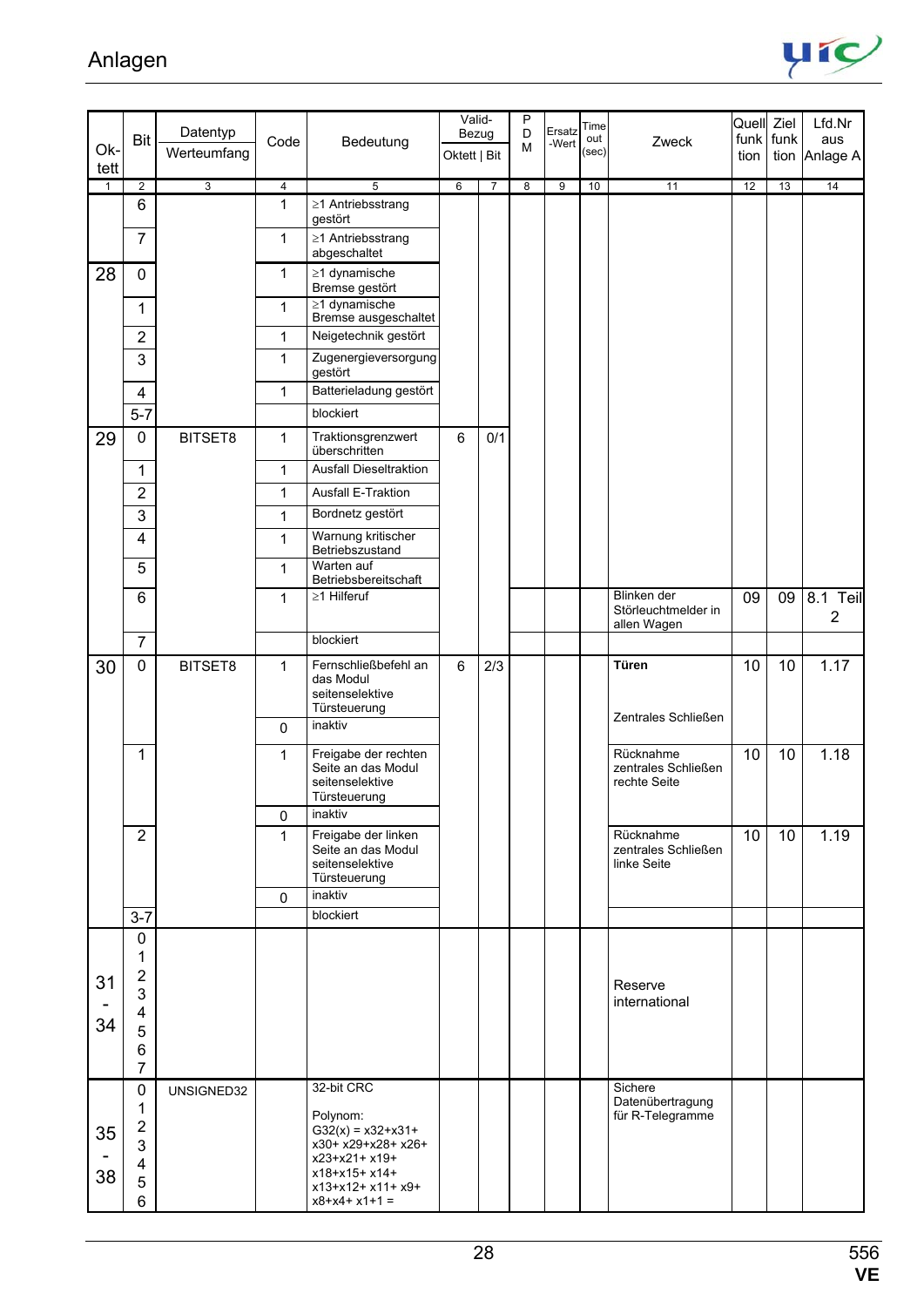| Ok-tett | Bit | Datentyp Werteumfang | Code | Bedeutung | Valid-Bezug Oktett | Valid-Bezug Bit | PDM | Ersatz-Wert | Time out (sec) | Zweck | Quell funk tion | Ziel funk tion | Lfd.Nr aus Anlage A |
|---|---|---|---|---|---|---|---|---|---|---|---|---|---|
| 1 | 2 | 3 | 4 | 5 | 6 | 7 | 8 | 9 | 10 | 11 | 12 | 13 | 14 |
| | 6 | | 1 | ≥1 Antriebsstrang gestört | | | | | | | | | |
| | 7 | | 1 | ≥1 Antriebsstrang abgeschaltet | | | | | | | | | |
| 28 | 0 | | 1 | ≥1 dynamische Bremse gestört | | | | | | | | | |
| | 1 | | 1 | ≥1 dynamische Bremse ausgeschaltet | | | | | | | | | |
| | 2 | | 1 | Neigetechnik gestört | | | | | | | | | |
| | 3 | | 1 | Zugenergieversorgung gestört | | | | | | | | | |
| | 4 | | 1 | Batterieladung gestört | | | | | | | | | |
| | 5-7 | | | blockiert | | | | | | | | | |
| 29 | 0 | BITSET8 | 1 | Traktionsgrenzwert überschritten | 6 | 0/1 | | | | | | | |
| | 1 | | 1 | Ausfall Dieseltraktion | | | | | | | | | |
| | 2 | | 1 | Ausfall E-Traktion | | | | | | | | | |
| | 3 | | 1 | Bordnetz gestört | | | | | | | | | |
| | 4 | | 1 | Warnung kritischer Betriebszustand | | | | | | | | | |
| | 5 | | 1 | Warten auf Betriebsbereitschaft | | | | | | | | | |
| | 6 | | 1 | ≥1 Hilferuf | | | | | | Blinken der Störleuchtmelder in allen Wagen | 09 | 09 | 8.1 Teil 2 |
| | 7 | | | blockiert | | | | | | | | | |
| 30 | 0 | BITSET8 | 1 | Fernschließbefehl an das Modul seitenselektive Türsteuerung | 6 | 2/3 | | | | **Türen** Zentrales Schließen | 10 | 10 | 1.17 |
| | | | 0 | inaktiv | | | | | | | | | |
| | 1 | | 1 | Freigabe der rechten Seite an das Modul seitenselektive Türsteuerung | | | | | | Rücknahme zentrales Schließen rechte Seite | 10 | 10 | 1.18 |
| | | | 0 | inaktiv | | | | | | | | | |
| | 2 | | 1 | Freigabe der linken Seite an das Modul seitenselektive Türsteuerung | | | | | | Rücknahme zentrales Schließen linke Seite | 10 | 10 | 1.19 |
| | | | 0 | inaktiv | | | | | | | | | |
| | 3-7 | | | blockiert | | | | | | | | | |
| 31 - 34 | 0 1 2 3 4 5 6 7 | | | | | | | | | Reserve international | | | |
| 35 - 38 | 0 1 2 3 4 5 6 | UNSIGNED32 | | 32-bit CRC Polynom: G32(x) = x32+x31+ x30+ x29+x28+ x26+ x23+x21+ x19+ x18+x15+ x14+ x13+x12+ x11+ x9+ x8+x4+ x1+1 = | | | | | | Sichere Datenübertragung für R-Telegramme | | | |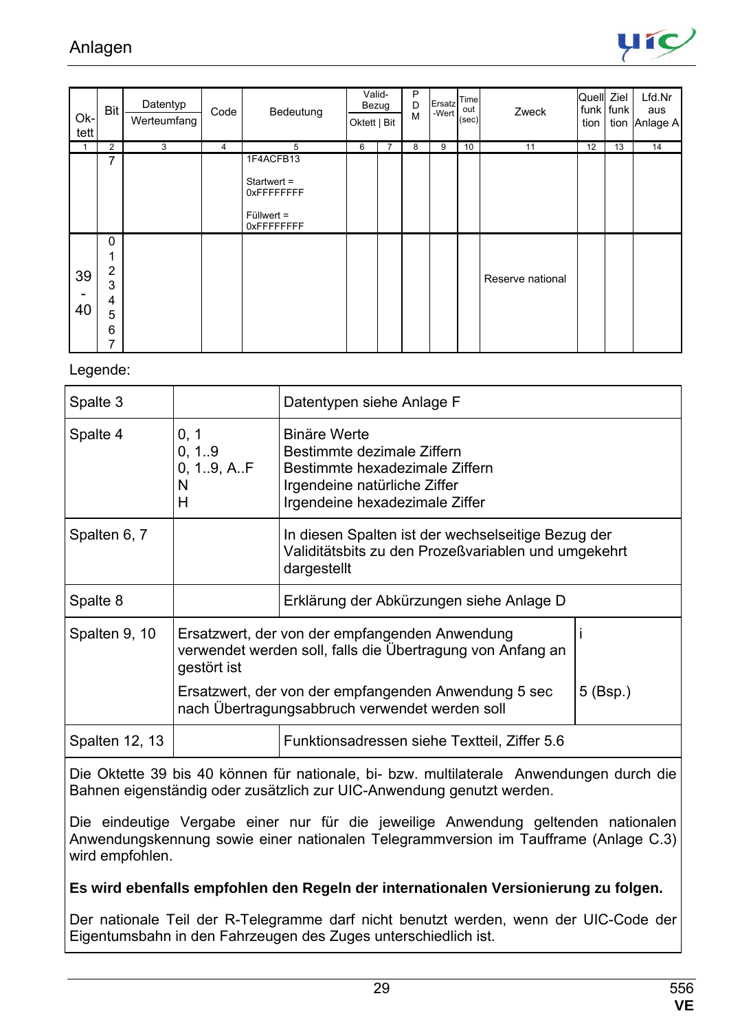| Ok-tett | Bit | Datentyp Werteumfang | Code | Bedeutung | Valid-Bezug Oktett | Bit | PDM | Ersatz-Wert | Time out (sec) | Zweck | Quell funktion | Ziel funktion | Lfd.Nr aus Anlage A |
|---|---|---|---|---|---|---|---|---|---|---|---|---|---|
| 1 | 2 | 3 | 4 | 5 | 6 | 7 | 8 | 9 | 10 | 11 | 12 | 13 | 14 |
| | 7 | | | 1F4ACFB13<br><br>Startwert = 0xFFFFFFFF<br><br>Füllwert = 0xFFFFFFFF | | | | | | | | | |
| 39 - 40 | 0<br>1<br>2<br>3<br>4<br>5<br>6<br>7 | | | | | | | | | Reserve national | | | |

Legende:

| | | | |
|---|---|---|---|
| Spalte 3 | | Datentypen siehe Anlage F | |
| Spalte 4 | 0, 1<br>0, 1..9<br>0, 1..9, A..F<br>N<br>H | Binäre Werte<br>Bestimmte dezimale Ziffern<br>Bestimmte hexadezimale Ziffern<br>Irgendeine natürliche Ziffer<br>Irgendeine hexadezimale Ziffer | |
| Spalten 6, 7 | | In diesen Spalten ist der wechselseitige Bezug der Validitätsbits zu den Prozeßvariablen und umgekehrt dargestellt | |
| Spalte 8 | | Erklärung der Abkürzungen siehe Anlage D | |
| Spalten 9, 10 | Ersatzwert, der von der empfangenden Anwendung verwendet werden soll, falls die Übertragung von Anfang an gestört ist<br><br>Ersatzwert, der von der empfangenden Anwendung 5 sec nach Übertragungsabbruch verwendet werden soll | | i<br><br>5 (Bsp.) |
| Spalten 12, 13 | | Funktionsadressen siehe Textteil, Ziffer 5.6 | |

Die Oktette 39 bis 40 können für nationale, bi- bzw. multilaterale Anwendungen durch die Bahnen eigenständig oder zusätzlich zur UIC-Anwendung genutzt werden.

Die eindeutige Vergabe einer nur für die jeweilige Anwendung geltenden nationalen Anwendungskennung sowie einer nationalen Telegrammversion im Tauframe (Anlage C.3) wird empfohlen.

**Es wird ebenfalls empfohlen den Regeln der internationalen Versionierung zu folgen.**

Der nationale Teil der R-Telegramme darf nicht benutzt werden, wenn der UIC-Code der Eigentumsbahn in den Fahrzeugen des Zuges unterschiedlich ist.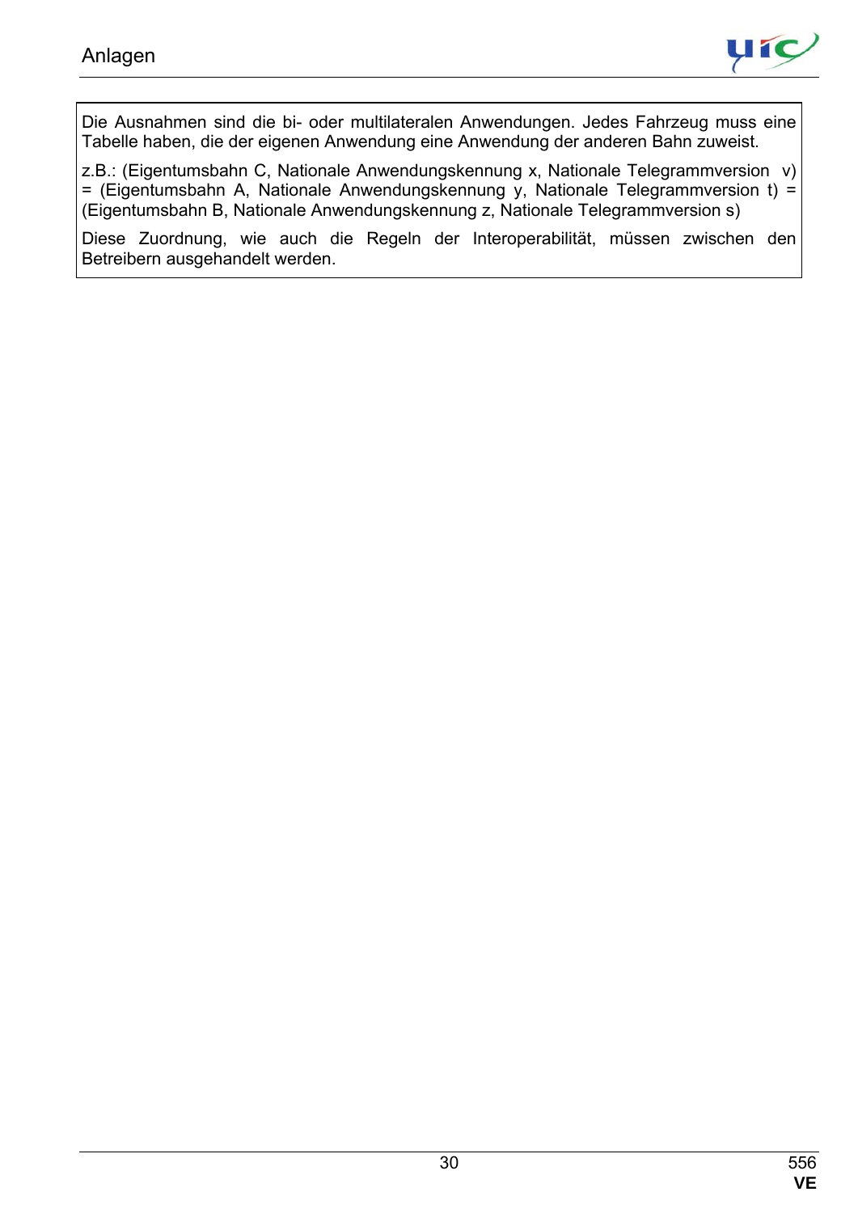Die Ausnahmen sind die bi- oder multilateralen Anwendungen. Jedes Fahrzeug muss eine Tabelle haben, die der eigenen Anwendung eine Anwendung der anderen Bahn zuweist.

z.B.: (Eigentumsbahn C, Nationale Anwendungskennung x, Nationale Telegrammversion v) = (Eigentumsbahn A, Nationale Anwendungskennung y, Nationale Telegrammversion t) = (Eigentumsbahn B, Nationale Anwendungskennung z, Nationale Telegrammversion s)

Diese Zuordnung, wie auch die Regeln der Interoperabilität, müssen zwischen den Betreibern ausgehandelt werden.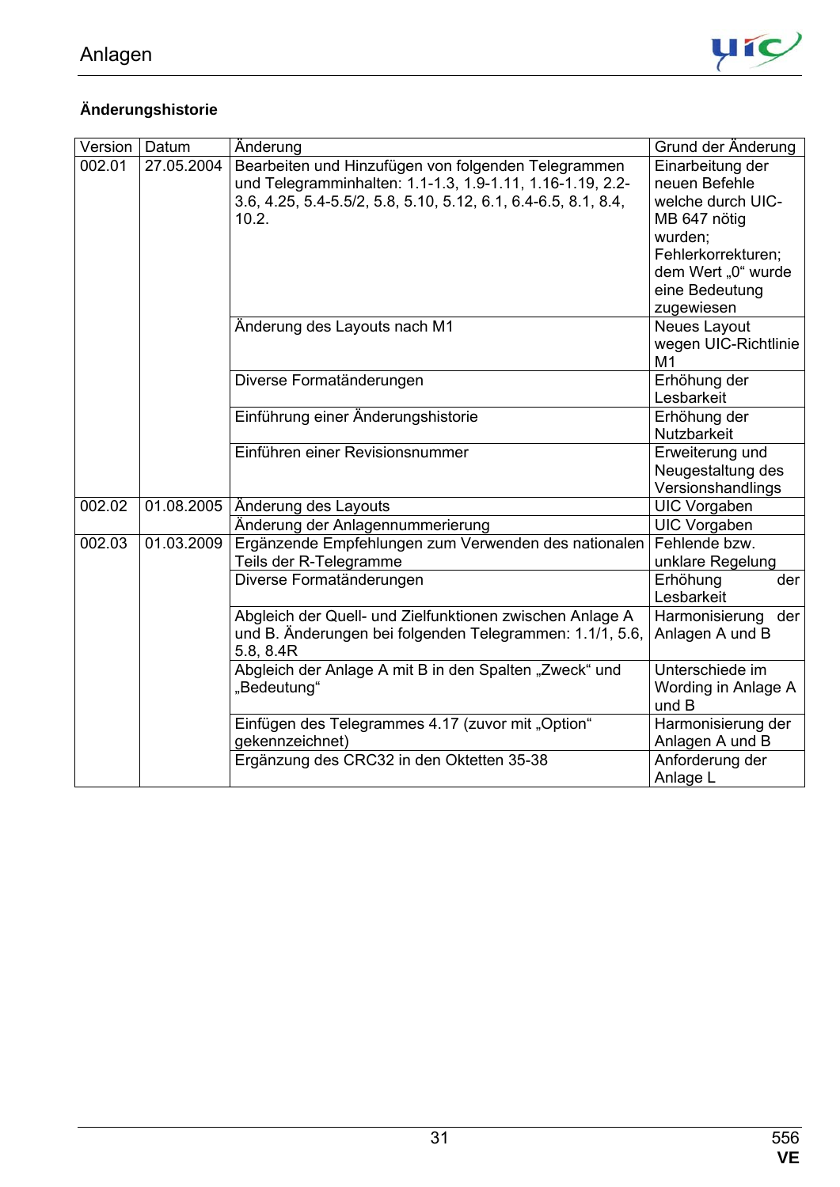**Änderungshistorie**

| Version | Datum | Änderung | Grund der Änderung |
|---|---|---|---|
| 002.01 | 27.05.2004 | Bearbeiten und Hinzufügen von folgenden Telegrammen und Telegramminhalten: 1.1-1.3, 1.9-1.11, 1.16-1.19, 2.2-3.6, 4.25, 5.4-5.5/2, 5.8, 5.10, 5.12, 6.1, 6.4-6.5, 8.1, 8.4, 10.2. | Einarbeitung der neuen Befehle welche durch UIC-MB 647 nötig wurden; Fehlerkorrekturen; dem Wert „0“ wurde eine Bedeutung zugewiesen |
| | | Änderung des Layouts nach M1 | Neues Layout wegen UIC-Richtlinie M1 |
| | | Diverse Formatänderungen | Erhöhung der Lesbarkeit |
| | | Einführung einer Änderungshistorie | Erhöhung der Nutzbarkeit |
| | | Einführen einer Revisionsnummer | Erweiterung und Neugestaltung des Versionshandlings |
| 002.02 | 01.08.2005 | Änderung des Layouts | UIC Vorgaben |
| | | Änderung der Anlagennummerierung | UIC Vorgaben |
| 002.03 | 01.03.2009 | Ergänzende Empfehlungen zum Verwenden des nationalen Teils der R-Telegramme | Fehlende bzw. unklare Regelung |
| | | Diverse Formatänderungen | Erhöhung der Lesbarkeit |
| | | Abgleich der Quell- und Zielfunktionen zwischen Anlage A und B. Änderungen bei folgenden Telegrammen: 1.1/1, 5.6, 5.8, 8.4R | Harmonisierung der Anlagen A und B |
| | | Abgleich der Anlage A mit B in den Spalten „Zweck“ und „Bedeutung“ | Unterschiede im Wording in Anlage A und B |
| | | Einfügen des Telegrammes 4.17 (zuvor mit „Option“ gekennzeichnet) | Harmonisierung der Anlagen A und B |
| | | Ergänzung des CRC32 in den Oktetten 35-38 | Anforderung der Anlage L |